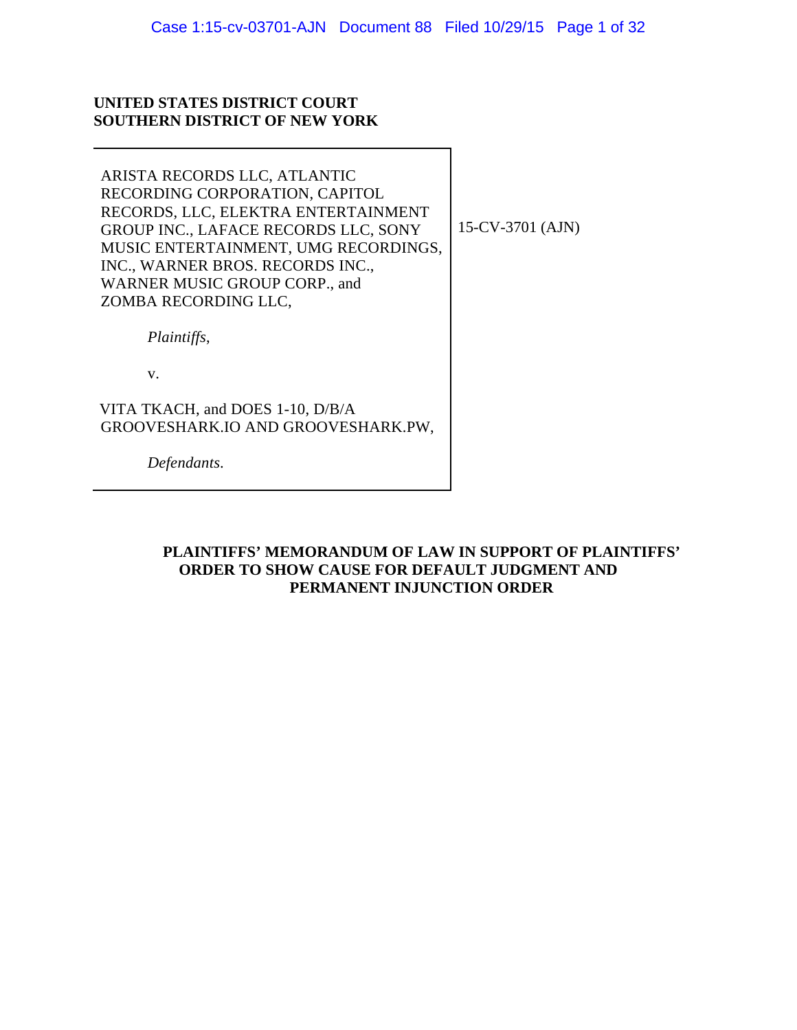**UNITED STATES DISTRICT COURT**
**SOUTHERN DISTRICT OF NEW YORK**

| | |
|---|---|
| ARISTA RECORDS LLC, ATLANTIC RECORDING CORPORATION, CAPITOL RECORDS, LLC, ELEKTRA ENTERTAINMENT GROUP INC., LAFACE RECORDS LLC, SONY MUSIC ENTERTAINMENT, UMG RECORDINGS, INC., WARNER BROS. RECORDS INC., WARNER MUSIC GROUP CORP., and ZOMBA RECORDING LLC,<br><br>*Plaintiffs*,<br><br>v.<br><br>VITA TKACH, and DOES 1-10, D/B/A GROOVESHARK.IO AND GROOVESHARK.PW,<br><br>*Defendants*. | 15-CV-3701 (AJN) |

**PLAINTIFFS' MEMORANDUM OF LAW IN SUPPORT OF PLAINTIFFS' ORDER TO SHOW CAUSE FOR DEFAULT JUDGMENT AND PERMANENT INJUNCTION ORDER**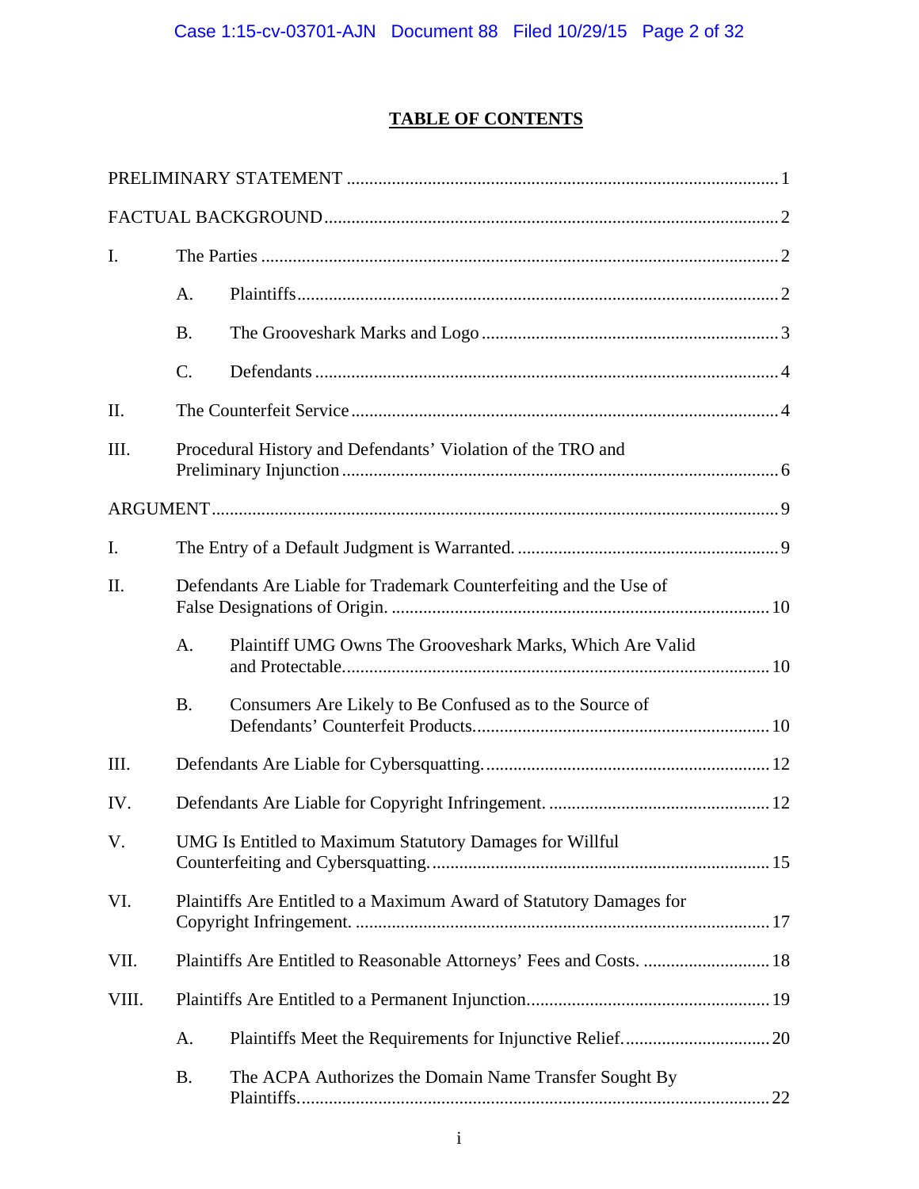# TABLE OF CONTENTS

PRELIMINARY STATEMENT ........................................................................................ 1

FACTUAL BACKGROUND ........................................................................................ 2

I. The Parties ........................................................................................ 2

   A. Plaintiffs ........................................................................................ 2

   B. The Grooveshark Marks and Logo ........................................................................................ 3

   C. Defendants ........................................................................................ 4

II. The Counterfeit Service ........................................................................................ 4

III. Procedural History and Defendants' Violation of the TRO and Preliminary Injunction ........................................................................................ 6

ARGUMENT ........................................................................................ 9

I. The Entry of a Default Judgment is Warranted. ........................................................................................ 9

II. Defendants Are Liable for Trademark Counterfeiting and the Use of False Designations of Origin. ........................................................................................ 10

   A. Plaintiff UMG Owns The Grooveshark Marks, Which Are Valid and Protectable. ........................................................................................ 10

   B. Consumers Are Likely to Be Confused as to the Source of Defendants' Counterfeit Products. ........................................................................................ 10

III. Defendants Are Liable for Cybersquatting. ........................................................................................ 12

IV. Defendants Are Liable for Copyright Infringement. ........................................................................................ 12

V. UMG Is Entitled to Maximum Statutory Damages for Willful Counterfeiting and Cybersquatting. ........................................................................................ 15

VI. Plaintiffs Are Entitled to a Maximum Award of Statutory Damages for Copyright Infringement. ........................................................................................ 17

VII. Plaintiffs Are Entitled to Reasonable Attorneys' Fees and Costs. ........................................................................................ 18

VIII. Plaintiffs Are Entitled to a Permanent Injunction ........................................................................................ 19

   A. Plaintiffs Meet the Requirements for Injunctive Relief. ........................................................................................ 20

   B. The ACPA Authorizes the Domain Name Transfer Sought By Plaintiffs. ........................................................................................ 22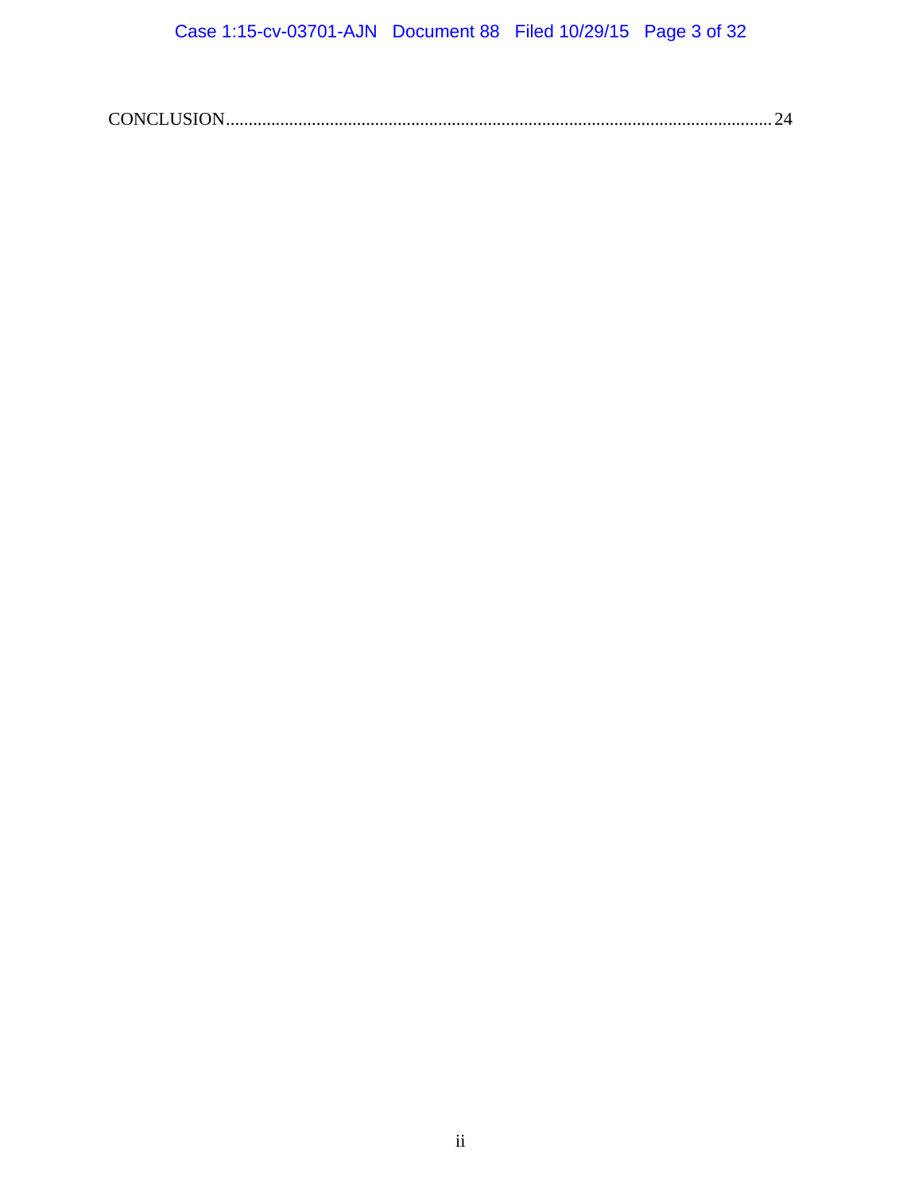CONCLUSION........................................................................................................................24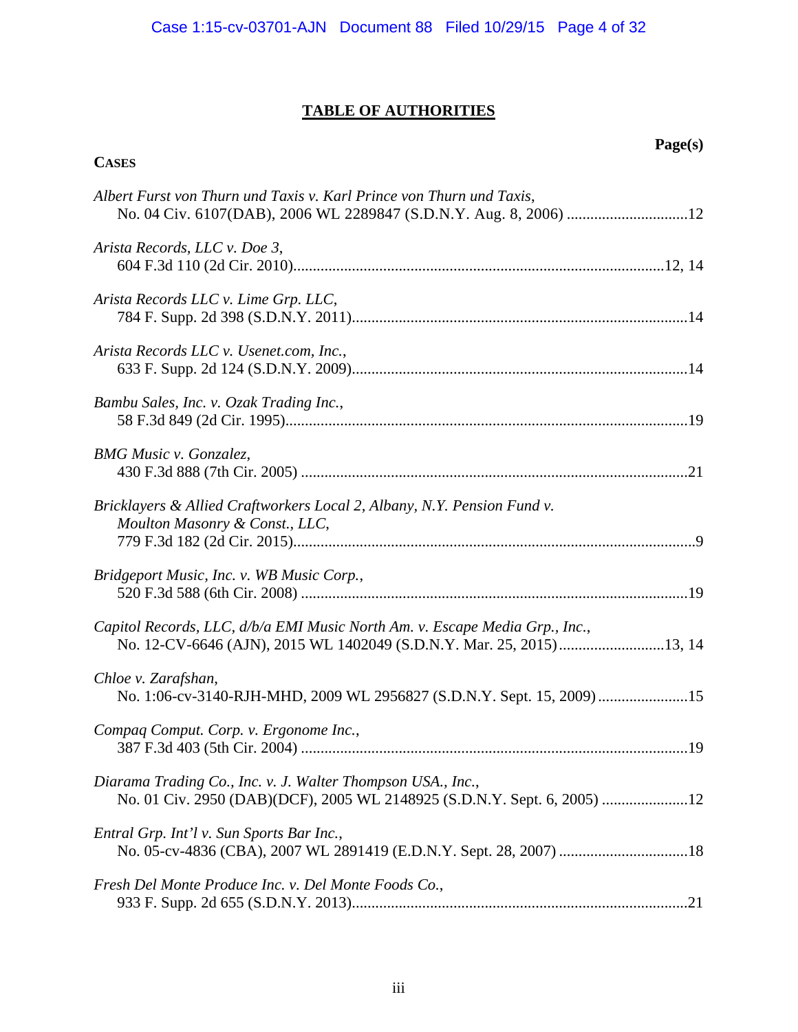# TABLE OF AUTHORITIES

**Page(s)**

**CASES**

*Albert Furst von Thurn und Taxis v. Karl Prince von Thurn und Taxis*,
No. 04 Civ. 6107(DAB), 2006 WL 2289847 (S.D.N.Y. Aug. 8, 2006) ..............................12

*Arista Records, LLC v. Doe 3*,
604 F.3d 110 (2d Cir. 2010)..............................................................................................12, 14

*Arista Records LLC v. Lime Grp. LLC*,
784 F. Supp. 2d 398 (S.D.N.Y. 2011)....................................................................................14

*Arista Records LLC v. Usenet.com, Inc.*,
633 F. Supp. 2d 124 (S.D.N.Y. 2009)....................................................................................14

*Bambu Sales, Inc. v. Ozak Trading Inc.*,
58 F.3d 849 (2d Cir. 1995).....................................................................................................19

*BMG Music v. Gonzalez*,
430 F.3d 888 (7th Cir. 2005) .................................................................................................21

*Bricklayers & Allied Craftworkers Local 2, Albany, N.Y. Pension Fund v. Moulton Masonry & Const., LLC*,
779 F.3d 182 (2d Cir. 2015).....................................................................................................9

*Bridgeport Music, Inc. v. WB Music Corp.*,
520 F.3d 588 (6th Cir. 2008) .................................................................................................19

*Capitol Records, LLC, d/b/a EMI Music North Am. v. Escape Media Grp., Inc.*,
No. 12-CV-6646 (AJN), 2015 WL 1402049 (S.D.N.Y. Mar. 25, 2015)..........................13, 14

*Chloe v. Zarafshan*,
No. 1:06-cv-3140-RJH-MHD, 2009 WL 2956827 (S.D.N.Y. Sept. 15, 2009).......................15

*Compaq Comput. Corp. v. Ergonome Inc.*,
387 F.3d 403 (5th Cir. 2004) .................................................................................................19

*Diarama Trading Co., Inc. v. J. Walter Thompson USA., Inc.*,
No. 01 Civ. 2950 (DAB)(DCF), 2005 WL 2148925 (S.D.N.Y. Sept. 6, 2005) ......................12

*Entral Grp. Int'l v. Sun Sports Bar Inc.*,
No. 05-cv-4836 (CBA), 2007 WL 2891419 (E.D.N.Y. Sept. 28, 2007) ................................18

*Fresh Del Monte Produce Inc. v. Del Monte Foods Co.*,
933 F. Supp. 2d 655 (S.D.N.Y. 2013)....................................................................................21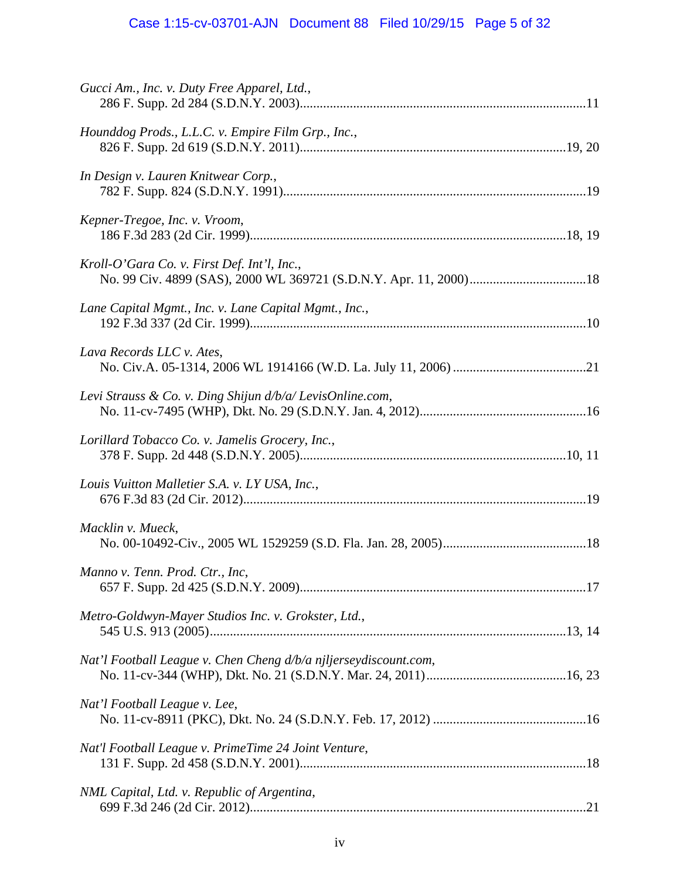*Gucci Am., Inc. v. Duty Free Apparel, Ltd.*,
286 F. Supp. 2d 284 (S.D.N.Y. 2003)........................................................................................11

*Hounddog Prods., L.L.C. v. Empire Film Grp., Inc.*,
826 F. Supp. 2d 619 (S.D.N.Y. 2011).................................................................................19, 20

*In Design v. Lauren Knitwear Corp.*,
782 F. Supp. 824 (S.D.N.Y. 1991)...........................................................................................19

*Kepner-Tregoe, Inc. v. Vroom*,
186 F.3d 283 (2d Cir. 1999)...............................................................................................18, 19

*Kroll-O'Gara Co. v. First Def. Int'l, Inc.*,
No. 99 Civ. 4899 (SAS), 2000 WL 369721 (S.D.N.Y. Apr. 11, 2000)...................................18

*Lane Capital Mgmt., Inc. v. Lane Capital Mgmt., Inc.*,
192 F.3d 337 (2d Cir. 1999).....................................................................................................10

*Lava Records LLC v. Ates*,
No. Civ.A. 05-1314, 2006 WL 1914166 (W.D. La. July 11, 2006) ........................................21

*Levi Strauss & Co. v. Ding Shijun d/b/a/ LevisOnline.com*,
No. 11-cv-7495 (WHP), Dkt. No. 29 (S.D.N.Y. Jan. 4, 2012).................................................16

*Lorillard Tobacco Co. v. Jamelis Grocery, Inc.*,
378 F. Supp. 2d 448 (S.D.N.Y. 2005)...............................................................................10, 11

*Louis Vuitton Malletier S.A. v. LY USA, Inc.*,
676 F.3d 83 (2d Cir. 2012).......................................................................................................19

*Macklin v. Mueck*,
No. 00-10492-Civ., 2005 WL 1529259 (S.D. Fla. Jan. 28, 2005)...........................................18

*Manno v. Tenn. Prod. Ctr., Inc*,
657 F. Supp. 2d 425 (S.D.N.Y. 2009)......................................................................................17

*Metro-Goldwyn-Mayer Studios Inc. v. Grokster, Ltd.*,
545 U.S. 913 (2005)...........................................................................................................13, 14

*Nat'l Football League v. Chen Cheng d/b/a njljerseydiscount.com*,
No. 11-cv-344 (WHP), Dkt. No. 21 (S.D.N.Y. Mar. 24, 2011)..........................................16, 23

*Nat'l Football League v. Lee*,
No. 11-cv-8911 (PKC), Dkt. No. 24 (S.D.N.Y. Feb. 17, 2012) ..............................................16

*Nat'l Football League v. PrimeTime 24 Joint Venture*,
131 F. Supp. 2d 458 (S.D.N.Y. 2001)......................................................................................18

*NML Capital, Ltd. v. Republic of Argentina*,
699 F.3d 246 (2d Cir. 2012).....................................................................................................21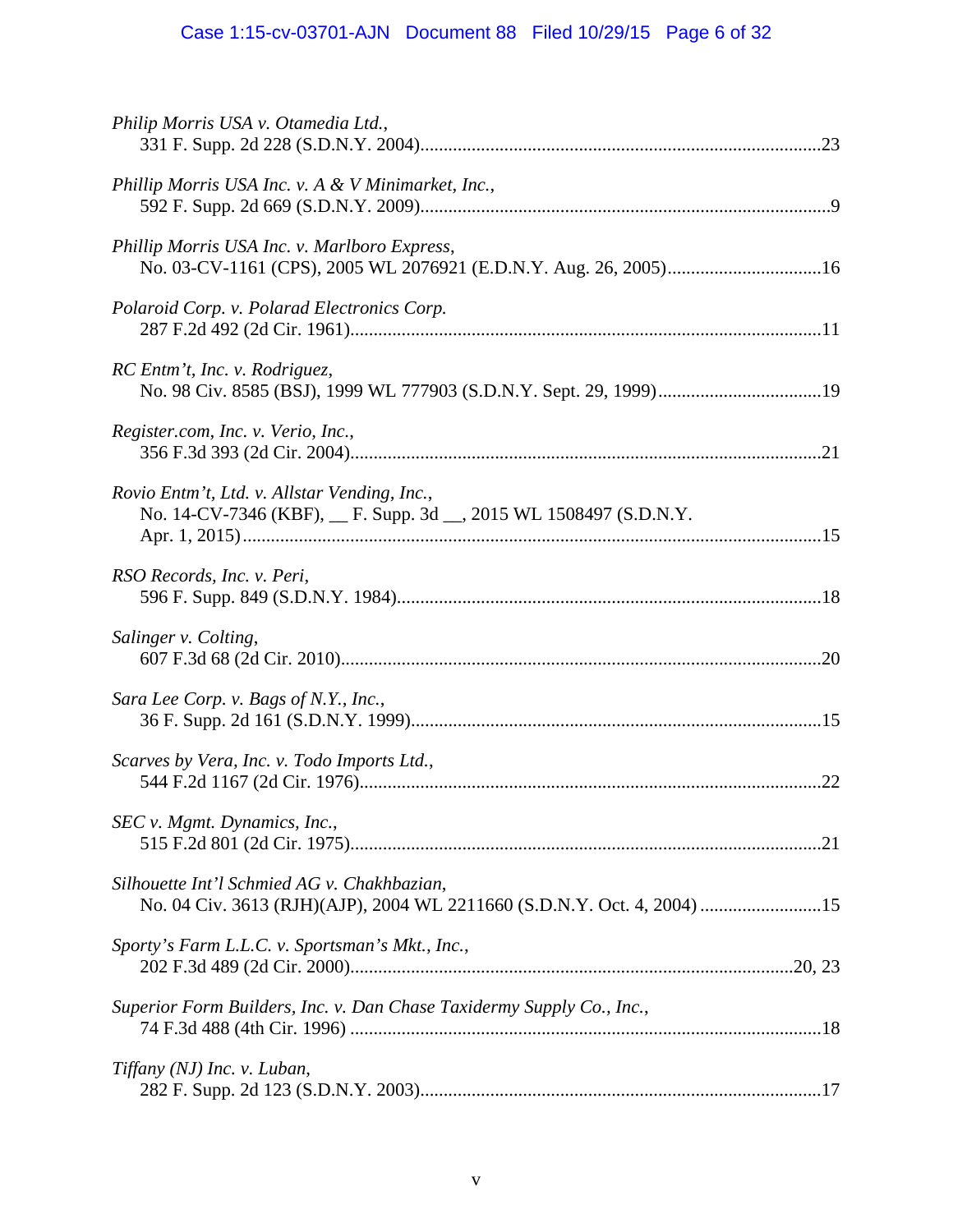*Philip Morris USA v. Otamedia Ltd.*,
331 F. Supp. 2d 228 (S.D.N.Y. 2004)....................................................................................23

*Phillip Morris USA Inc. v. A & V Minimarket, Inc.*,
592 F. Supp. 2d 669 (S.D.N.Y. 2009)......................................................................................9

*Phillip Morris USA Inc. v. Marlboro Express*,
No. 03-CV-1161 (CPS), 2005 WL 2076921 (E.D.N.Y. Aug. 26, 2005)................................16

*Polaroid Corp. v. Polarad Electronics Corp.*
287 F.2d 492 (2d Cir. 1961)....................................................................................................11

*RC Entm't, Inc. v. Rodriguez*,
No. 98 Civ. 8585 (BSJ), 1999 WL 777903 (S.D.N.Y. Sept. 29, 1999)..................................19

*Register.com, Inc. v. Verio, Inc.*,
356 F.3d 393 (2d Cir. 2004)....................................................................................................21

*Rovio Entm't, Ltd. v. Allstar Vending, Inc.*,
No. 14-CV-7346 (KBF), __ F. Supp. 3d __, 2015 WL 1508497 (S.D.N.Y.
Apr. 1, 2015)...........................................................................................................................15

*RSO Records, Inc. v. Peri*,
596 F. Supp. 849 (S.D.N.Y. 1984)..........................................................................................18

*Salinger v. Colting*,
607 F.3d 68 (2d Cir. 2010)......................................................................................................20

*Sara Lee Corp. v. Bags of N.Y., Inc.*,
36 F. Supp. 2d 161 (S.D.N.Y. 1999).......................................................................................15

*Scarves by Vera, Inc. v. Todo Imports Ltd.*,
544 F.2d 1167 (2d Cir. 1976)..................................................................................................22

*SEC v. Mgmt. Dynamics, Inc.*,
515 F.2d 801 (2d Cir. 1975)....................................................................................................21

*Silhouette Int'l Schmied AG v. Chakhbazian*,
No. 04 Civ. 3613 (RJH)(AJP), 2004 WL 2211660 (S.D.N.Y. Oct. 4, 2004) .........................15

*Sporty's Farm L.L.C. v. Sportsman's Mkt., Inc.*,
202 F.3d 489 (2d Cir. 2000)..............................................................................................20, 23

*Superior Form Builders, Inc. v. Dan Chase Taxidermy Supply Co., Inc.*,
74 F.3d 488 (4th Cir. 1996) ....................................................................................................18

*Tiffany (NJ) Inc. v. Luban*,
282 F. Supp. 2d 123 (S.D.N.Y. 2003)....................................................................................17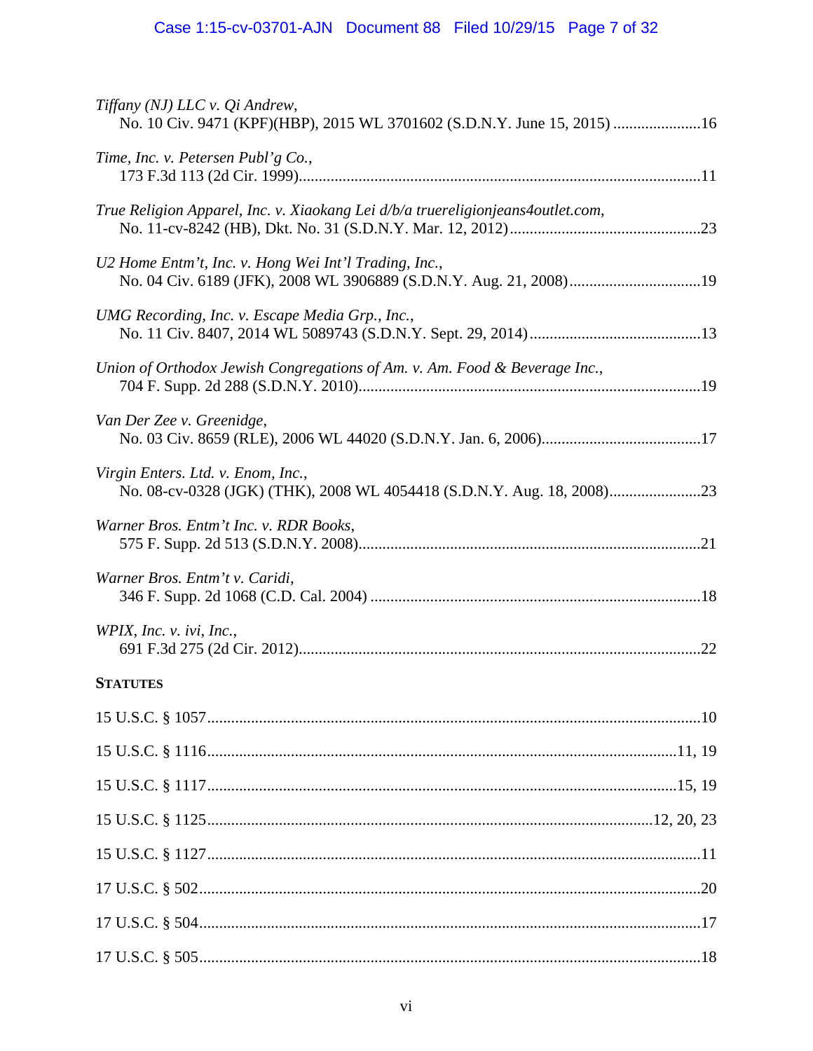*Tiffany (NJ) LLC v. Qi Andrew*,
No. 10 Civ. 9471 (KPF)(HBP), 2015 WL 3701602 (S.D.N.Y. June 15, 2015) ......................16

*Time, Inc. v. Petersen Publ'g Co.*,
173 F.3d 113 (2d Cir. 1999)....................................................................................................11

*True Religion Apparel, Inc. v. Xiaokang Lei d/b/a truereligionjeans4outlet.com*,
No. 11-cv-8242 (HB), Dkt. No. 31 (S.D.N.Y. Mar. 12, 2012)................................................23

*U2 Home Entm't, Inc. v. Hong Wei Int'l Trading, Inc.*,
No. 04 Civ. 6189 (JFK), 2008 WL 3906889 (S.D.N.Y. Aug. 21, 2008).................................19

*UMG Recording, Inc. v. Escape Media Grp., Inc.*,
No. 11 Civ. 8407, 2014 WL 5089743 (S.D.N.Y. Sept. 29, 2014)...........................................13

*Union of Orthodox Jewish Congregations of Am. v. Am. Food & Beverage Inc.*,
704 F. Supp. 2d 288 (S.D.N.Y. 2010).....................................................................................19

*Van Der Zee v. Greenidge*,
No. 03 Civ. 8659 (RLE), 2006 WL 44020 (S.D.N.Y. Jan. 6, 2006)........................................17

*Virgin Enters. Ltd. v. Enom, Inc.*,
No. 08-cv-0328 (JGK) (THK), 2008 WL 4054418 (S.D.N.Y. Aug. 18, 2008).......................23

*Warner Bros. Entm't Inc. v. RDR Books*,
575 F. Supp. 2d 513 (S.D.N.Y. 2008).....................................................................................21

*Warner Bros. Entm't v. Caridi*,
346 F. Supp. 2d 1068 (C.D. Cal. 2004) ..................................................................................18

*WPIX, Inc. v. ivi, Inc.*,
691 F.3d 275 (2d Cir. 2012)....................................................................................................22

**STATUTES**

15 U.S.C. § 1057..........................................................................................................................10

15 U.S.C. § 1116.....................................................................................................................11, 19

15 U.S.C. § 1117.....................................................................................................................15, 19

15 U.S.C. § 1125...............................................................................................................12, 20, 23

15 U.S.C. § 1127..........................................................................................................................11

17 U.S.C. § 502............................................................................................................................20

17 U.S.C. § 504............................................................................................................................17

17 U.S.C. § 505............................................................................................................................18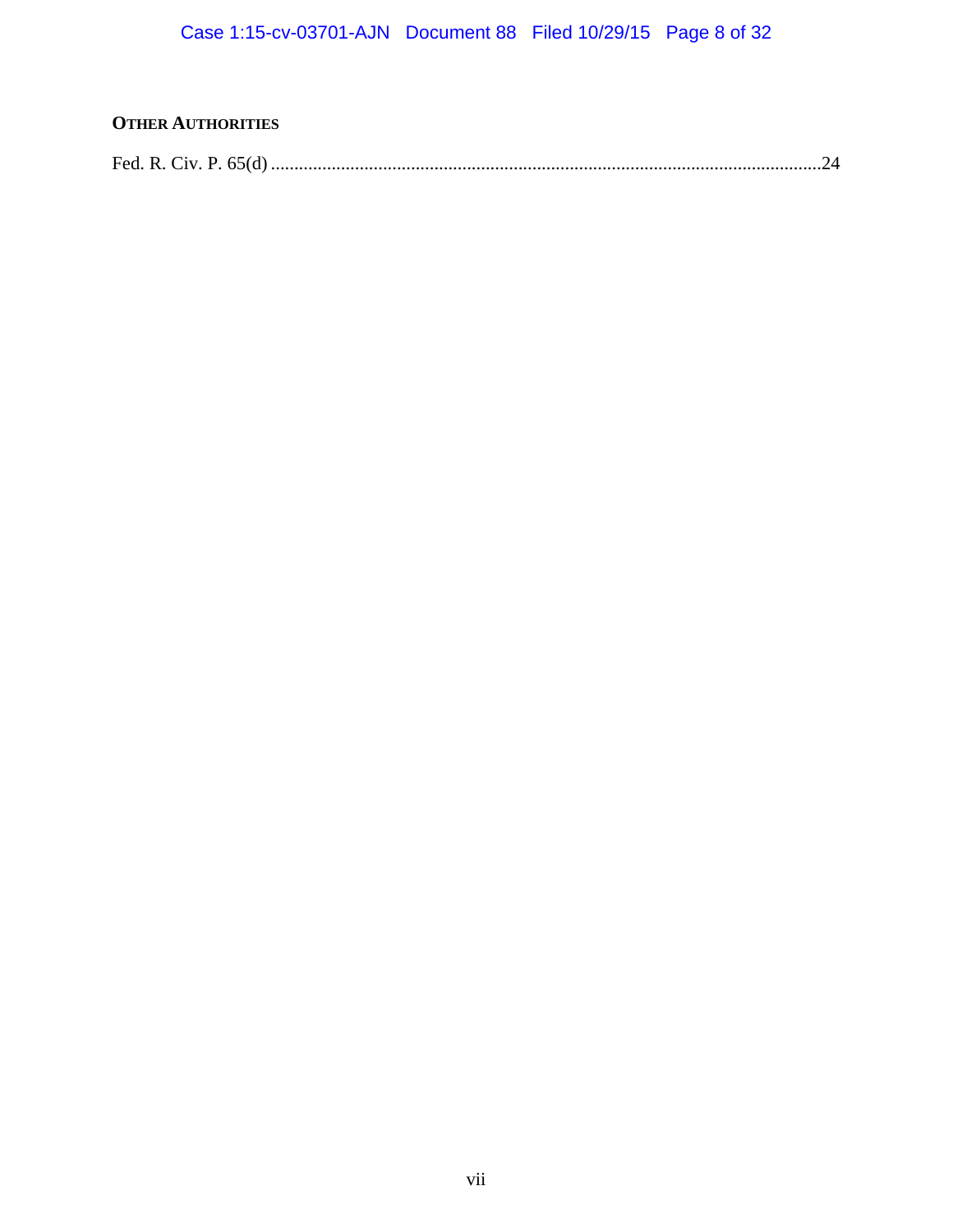**OTHER AUTHORITIES**

Fed. R. Civ. P. 65(d) ......................................................................................................................24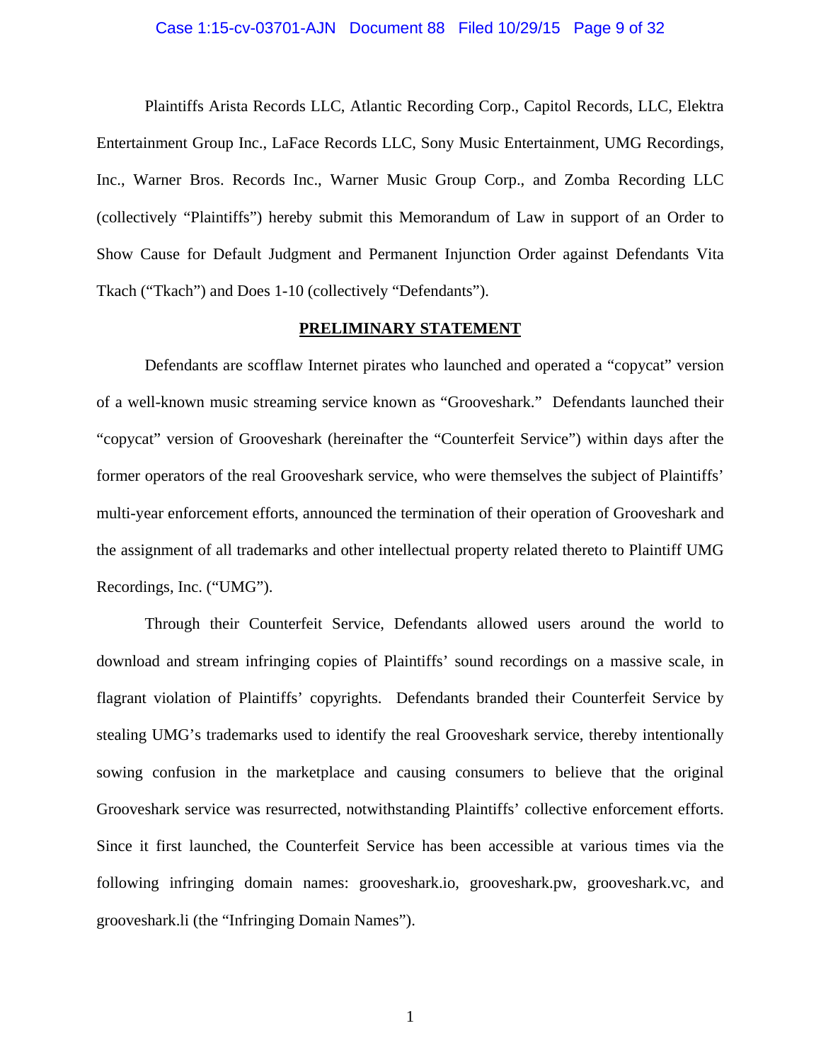Plaintiffs Arista Records LLC, Atlantic Recording Corp., Capitol Records, LLC, Elektra Entertainment Group Inc., LaFace Records LLC, Sony Music Entertainment, UMG Recordings, Inc., Warner Bros. Records Inc., Warner Music Group Corp., and Zomba Recording LLC (collectively "Plaintiffs") hereby submit this Memorandum of Law in support of an Order to Show Cause for Default Judgment and Permanent Injunction Order against Defendants Vita Tkach ("Tkach") and Does 1-10 (collectively "Defendants").

## PRELIMINARY STATEMENT

Defendants are scofflaw Internet pirates who launched and operated a "copycat" version of a well-known music streaming service known as "Grooveshark." Defendants launched their "copycat" version of Grooveshark (hereinafter the "Counterfeit Service") within days after the former operators of the real Grooveshark service, who were themselves the subject of Plaintiffs' multi-year enforcement efforts, announced the termination of their operation of Grooveshark and the assignment of all trademarks and other intellectual property related thereto to Plaintiff UMG Recordings, Inc. ("UMG").

Through their Counterfeit Service, Defendants allowed users around the world to download and stream infringing copies of Plaintiffs' sound recordings on a massive scale, in flagrant violation of Plaintiffs' copyrights. Defendants branded their Counterfeit Service by stealing UMG's trademarks used to identify the real Grooveshark service, thereby intentionally sowing confusion in the marketplace and causing consumers to believe that the original Grooveshark service was resurrected, notwithstanding Plaintiffs' collective enforcement efforts. Since it first launched, the Counterfeit Service has been accessible at various times via the following infringing domain names: grooveshark.io, grooveshark.pw, grooveshark.vc, and grooveshark.li (the "Infringing Domain Names").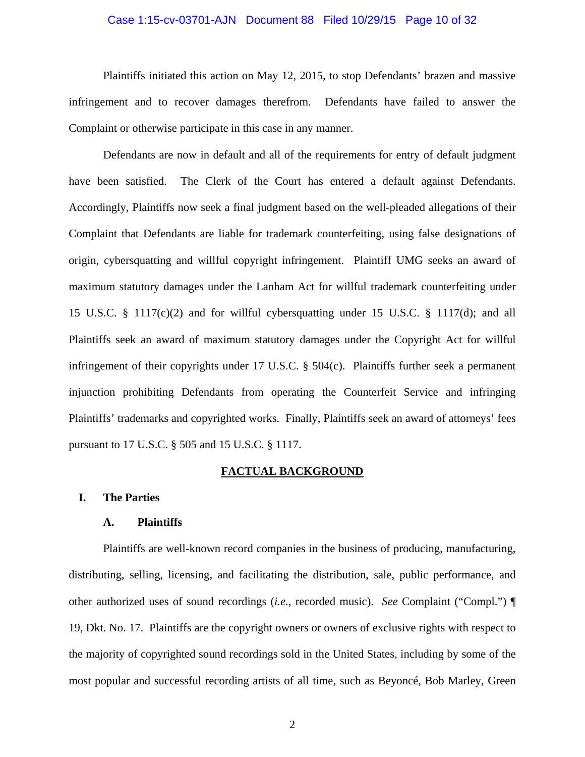Plaintiffs initiated this action on May 12, 2015, to stop Defendants' brazen and massive infringement and to recover damages therefrom. Defendants have failed to answer the Complaint or otherwise participate in this case in any manner.

Defendants are now in default and all of the requirements for entry of default judgment have been satisfied. The Clerk of the Court has entered a default against Defendants. Accordingly, Plaintiffs now seek a final judgment based on the well-pleaded allegations of their Complaint that Defendants are liable for trademark counterfeiting, using false designations of origin, cybersquatting and willful copyright infringement. Plaintiff UMG seeks an award of maximum statutory damages under the Lanham Act for willful trademark counterfeiting under 15 U.S.C. § 1117(c)(2) and for willful cybersquatting under 15 U.S.C. § 1117(d); and all Plaintiffs seek an award of maximum statutory damages under the Copyright Act for willful infringement of their copyrights under 17 U.S.C. § 504(c). Plaintiffs further seek a permanent injunction prohibiting Defendants from operating the Counterfeit Service and infringing Plaintiffs' trademarks and copyrighted works. Finally, Plaintiffs seek an award of attorneys' fees pursuant to 17 U.S.C. § 505 and 15 U.S.C. § 1117.

## FACTUAL BACKGROUND

### I. The Parties

#### A. Plaintiffs

Plaintiffs are well-known record companies in the business of producing, manufacturing, distributing, selling, licensing, and facilitating the distribution, sale, public performance, and other authorized uses of sound recordings (*i.e.*, recorded music). *See* Complaint ("Compl.") ¶ 19, Dkt. No. 17. Plaintiffs are the copyright owners or owners of exclusive rights with respect to the majority of copyrighted sound recordings sold in the United States, including by some of the most popular and successful recording artists of all time, such as Beyoncé, Bob Marley, Green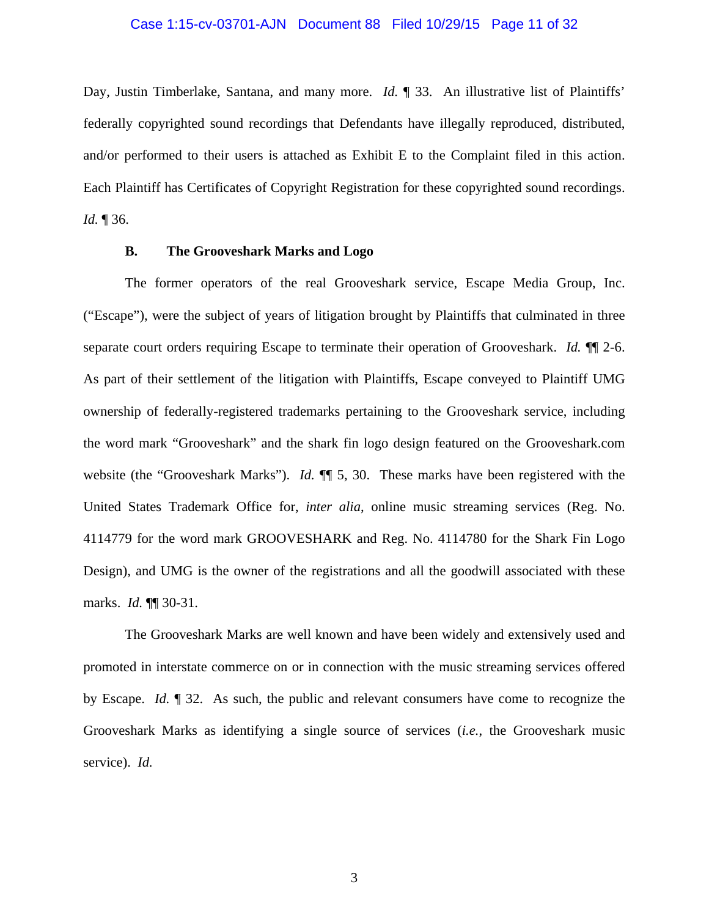Day, Justin Timberlake, Santana, and many more. *Id.* ¶ 33. An illustrative list of Plaintiffs' federally copyrighted sound recordings that Defendants have illegally reproduced, distributed, and/or performed to their users is attached as Exhibit E to the Complaint filed in this action. Each Plaintiff has Certificates of Copyright Registration for these copyrighted sound recordings. *Id.* ¶ 36.

### B. The Grooveshark Marks and Logo

The former operators of the real Grooveshark service, Escape Media Group, Inc. ("Escape"), were the subject of years of litigation brought by Plaintiffs that culminated in three separate court orders requiring Escape to terminate their operation of Grooveshark. *Id.* ¶¶ 2-6. As part of their settlement of the litigation with Plaintiffs, Escape conveyed to Plaintiff UMG ownership of federally-registered trademarks pertaining to the Grooveshark service, including the word mark "Grooveshark" and the shark fin logo design featured on the Grooveshark.com website (the "Grooveshark Marks"). *Id.* ¶¶ 5, 30. These marks have been registered with the United States Trademark Office for, *inter alia*, online music streaming services (Reg. No. 4114779 for the word mark GROOVESHARK and Reg. No. 4114780 for the Shark Fin Logo Design), and UMG is the owner of the registrations and all the goodwill associated with these marks. *Id.* ¶¶ 30-31.

The Grooveshark Marks are well known and have been widely and extensively used and promoted in interstate commerce on or in connection with the music streaming services offered by Escape. *Id.* ¶ 32. As such, the public and relevant consumers have come to recognize the Grooveshark Marks as identifying a single source of services (*i.e.*, the Grooveshark music service). *Id.*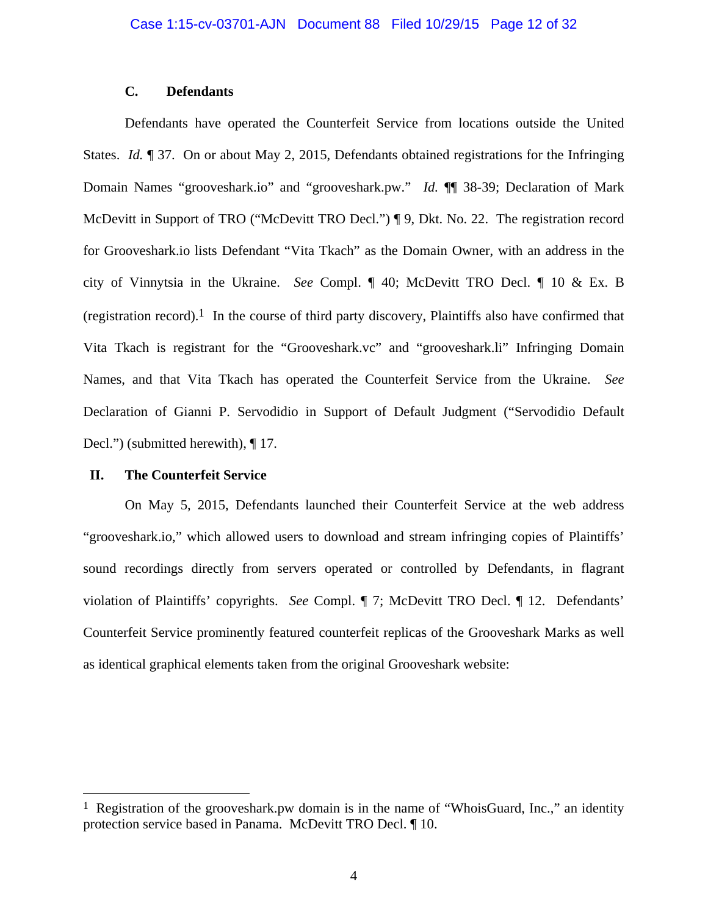### C. Defendants

Defendants have operated the Counterfeit Service from locations outside the United States. *Id.* ¶ 37. On or about May 2, 2015, Defendants obtained registrations for the Infringing Domain Names "grooveshark.io" and "grooveshark.pw." *Id.* ¶¶ 38-39; Declaration of Mark McDevitt in Support of TRO ("McDevitt TRO Decl.") ¶ 9, Dkt. No. 22. The registration record for Grooveshark.io lists Defendant "Vita Tkach" as the Domain Owner, with an address in the city of Vinnytsia in the Ukraine. *See* Compl. ¶ 40; McDevitt TRO Decl. ¶ 10 & Ex. B (registration record).[1] In the course of third party discovery, Plaintiffs also have confirmed that Vita Tkach is registrant for the "Grooveshark.vc" and "grooveshark.li" Infringing Domain Names, and that Vita Tkach has operated the Counterfeit Service from the Ukraine. *See* Declaration of Gianni P. Servodidio in Support of Default Judgment ("Servodidio Default Decl.") (submitted herewith), ¶ 17.

## II. The Counterfeit Service

On May 5, 2015, Defendants launched their Counterfeit Service at the web address "grooveshark.io," which allowed users to download and stream infringing copies of Plaintiffs' sound recordings directly from servers operated or controlled by Defendants, in flagrant violation of Plaintiffs' copyrights. *See* Compl. ¶ 7; McDevitt TRO Decl. ¶ 12. Defendants' Counterfeit Service prominently featured counterfeit replicas of the Grooveshark Marks as well as identical graphical elements taken from the original Grooveshark website:

---

[1] Registration of the grooveshark.pw domain is in the name of "WhoisGuard, Inc.," an identity protection service based in Panama. McDevitt TRO Decl. ¶ 10.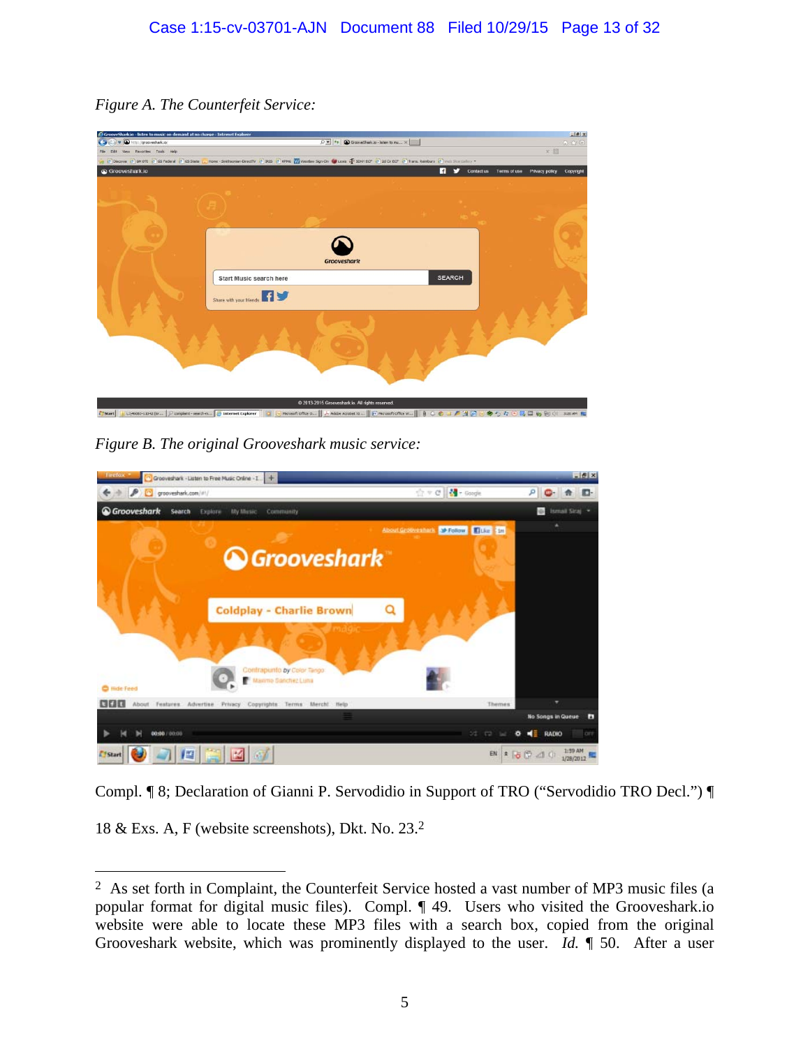*Figure A. The Counterfeit Service:*

*Figure B. The original Grooveshark music service:*

Compl. ¶ 8; Declaration of Gianni P. Servodidio in Support of TRO ("Servodidio TRO Decl.") ¶ 18 & Exs. A, F (website screenshots), Dkt. No. 23.[2]

---

[2] As set forth in Complaint, the Counterfeit Service hosted a vast number of MP3 music files (a popular format for digital music files). Compl. ¶ 49. Users who visited the Grooveshark.io website were able to locate these MP3 files with a search box, copied from the original Grooveshark website, which was prominently displayed to the user. *Id.* ¶ 50. After a user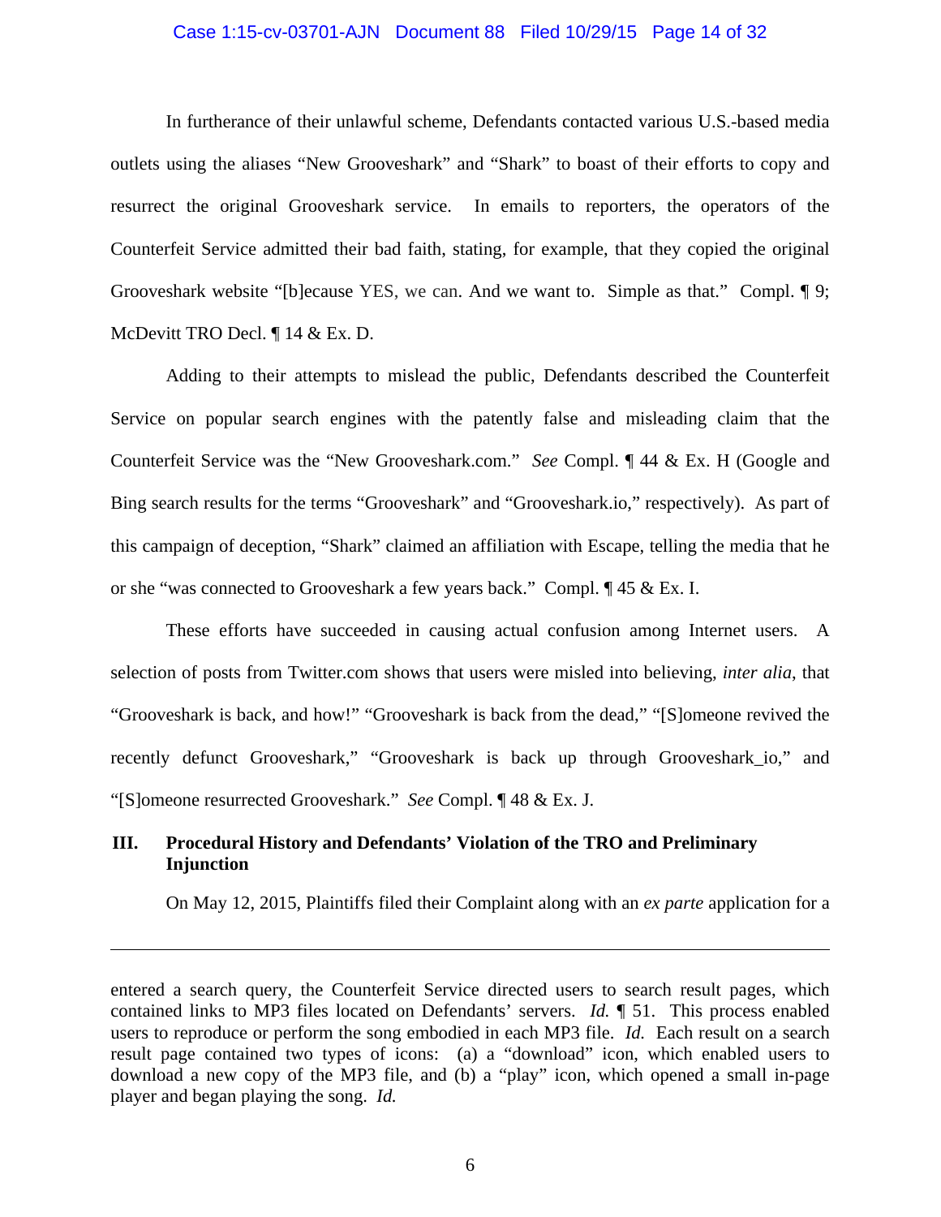In furtherance of their unlawful scheme, Defendants contacted various U.S.-based media outlets using the aliases "New Grooveshark" and "Shark" to boast of their efforts to copy and resurrect the original Grooveshark service. In emails to reporters, the operators of the Counterfeit Service admitted their bad faith, stating, for example, that they copied the original Grooveshark website "[b]ecause YES, we can. And we want to. Simple as that." Compl. ¶ 9; McDevitt TRO Decl. ¶ 14 & Ex. D.

Adding to their attempts to mislead the public, Defendants described the Counterfeit Service on popular search engines with the patently false and misleading claim that the Counterfeit Service was the "New Grooveshark.com." *See* Compl. ¶ 44 & Ex. H (Google and Bing search results for the terms "Grooveshark" and "Grooveshark.io," respectively). As part of this campaign of deception, "Shark" claimed an affiliation with Escape, telling the media that he or she "was connected to Grooveshark a few years back." Compl. ¶ 45 & Ex. I.

These efforts have succeeded in causing actual confusion among Internet users. A selection of posts from Twitter.com shows that users were misled into believing, *inter alia*, that "Grooveshark is back, and how!" "Grooveshark is back from the dead," "[S]omeone revived the recently defunct Grooveshark," "Grooveshark is back up through Grooveshark_io," and "[S]omeone resurrected Grooveshark." *See* Compl. ¶ 48 & Ex. J.

## III. Procedural History and Defendants' Violation of the TRO and Preliminary Injunction

On May 12, 2015, Plaintiffs filed their Complaint along with an *ex parte* application for a

---

entered a search query, the Counterfeit Service directed users to search result pages, which contained links to MP3 files located on Defendants' servers. *Id.* ¶ 51. This process enabled users to reproduce or perform the song embodied in each MP3 file. *Id.* Each result on a search result page contained two types of icons: (a) a "download" icon, which enabled users to download a new copy of the MP3 file, and (b) a "play" icon, which opened a small in-page player and began playing the song. *Id.*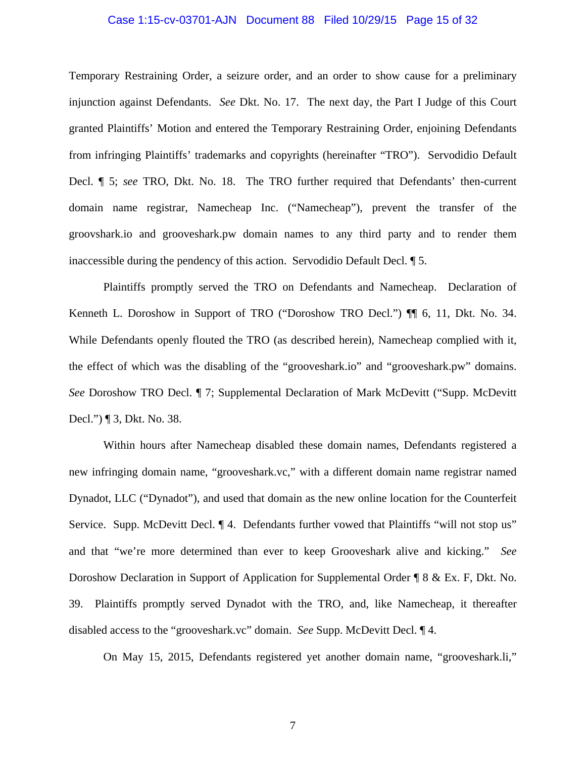Temporary Restraining Order, a seizure order, and an order to show cause for a preliminary injunction against Defendants. *See* Dkt. No. 17. The next day, the Part I Judge of this Court granted Plaintiffs' Motion and entered the Temporary Restraining Order, enjoining Defendants from infringing Plaintiffs' trademarks and copyrights (hereinafter "TRO"). Servodidio Default Decl. ¶ 5; *see* TRO, Dkt. No. 18. The TRO further required that Defendants' then-current domain name registrar, Namecheap Inc. ("Namecheap"), prevent the transfer of the groovshark.io and grooveshark.pw domain names to any third party and to render them inaccessible during the pendency of this action. Servodidio Default Decl. ¶ 5.

Plaintiffs promptly served the TRO on Defendants and Namecheap. Declaration of Kenneth L. Doroshow in Support of TRO ("Doroshow TRO Decl.") ¶¶ 6, 11, Dkt. No. 34. While Defendants openly flouted the TRO (as described herein), Namecheap complied with it, the effect of which was the disabling of the "grooveshark.io" and "grooveshark.pw" domains. *See* Doroshow TRO Decl. ¶ 7; Supplemental Declaration of Mark McDevitt ("Supp. McDevitt Decl.") ¶ 3, Dkt. No. 38.

Within hours after Namecheap disabled these domain names, Defendants registered a new infringing domain name, "grooveshark.vc," with a different domain name registrar named Dynadot, LLC ("Dynadot"), and used that domain as the new online location for the Counterfeit Service. Supp. McDevitt Decl. ¶ 4. Defendants further vowed that Plaintiffs "will not stop us" and that "we're more determined than ever to keep Grooveshark alive and kicking." *See* Doroshow Declaration in Support of Application for Supplemental Order ¶ 8 & Ex. F, Dkt. No. 39. Plaintiffs promptly served Dynadot with the TRO, and, like Namecheap, it thereafter disabled access to the "grooveshark.vc" domain. *See* Supp. McDevitt Decl. ¶ 4.

On May 15, 2015, Defendants registered yet another domain name, "grooveshark.li,"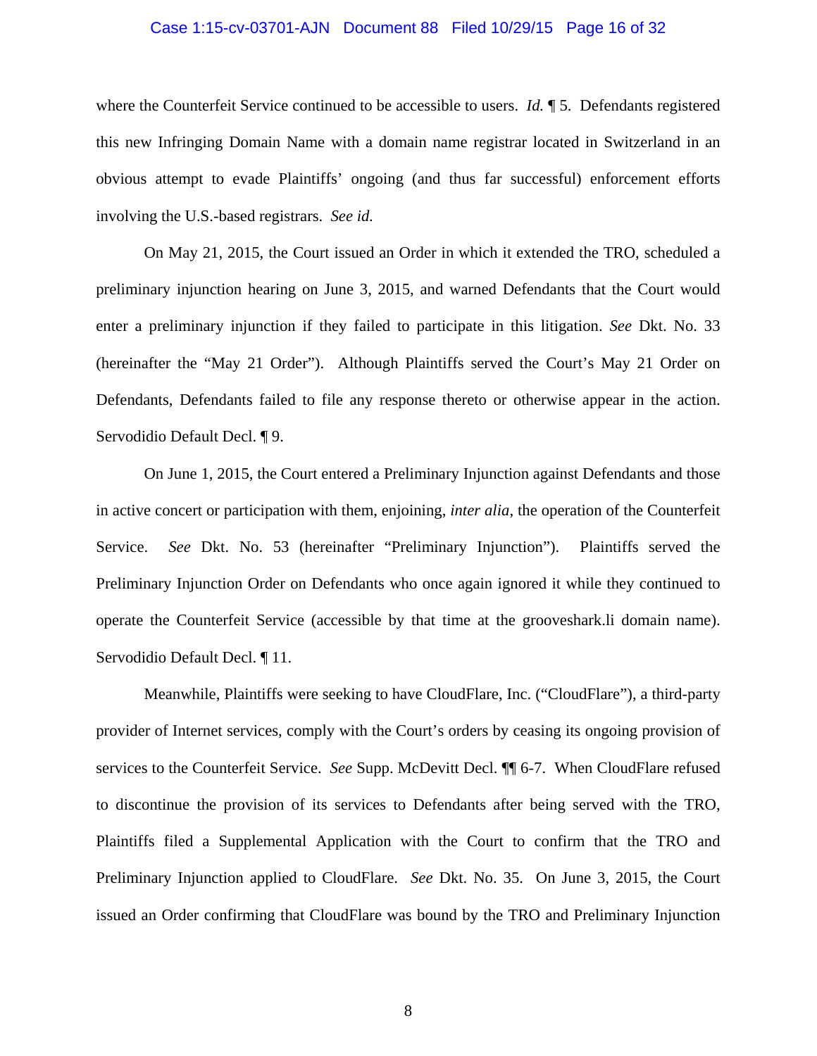where the Counterfeit Service continued to be accessible to users. *Id.* ¶ 5. Defendants registered this new Infringing Domain Name with a domain name registrar located in Switzerland in an obvious attempt to evade Plaintiffs' ongoing (and thus far successful) enforcement efforts involving the U.S.-based registrars. *See id.*

On May 21, 2015, the Court issued an Order in which it extended the TRO, scheduled a preliminary injunction hearing on June 3, 2015, and warned Defendants that the Court would enter a preliminary injunction if they failed to participate in this litigation. *See* Dkt. No. 33 (hereinafter the "May 21 Order"). Although Plaintiffs served the Court's May 21 Order on Defendants, Defendants failed to file any response thereto or otherwise appear in the action. Servodidio Default Decl. ¶ 9.

On June 1, 2015, the Court entered a Preliminary Injunction against Defendants and those in active concert or participation with them, enjoining, *inter alia*, the operation of the Counterfeit Service. *See* Dkt. No. 53 (hereinafter "Preliminary Injunction"). Plaintiffs served the Preliminary Injunction Order on Defendants who once again ignored it while they continued to operate the Counterfeit Service (accessible by that time at the grooveshark.li domain name). Servodidio Default Decl. ¶ 11.

Meanwhile, Plaintiffs were seeking to have CloudFlare, Inc. ("CloudFlare"), a third-party provider of Internet services, comply with the Court's orders by ceasing its ongoing provision of services to the Counterfeit Service. *See* Supp. McDevitt Decl. ¶¶ 6-7. When CloudFlare refused to discontinue the provision of its services to Defendants after being served with the TRO, Plaintiffs filed a Supplemental Application with the Court to confirm that the TRO and Preliminary Injunction applied to CloudFlare. *See* Dkt. No. 35. On June 3, 2015, the Court issued an Order confirming that CloudFlare was bound by the TRO and Preliminary Injunction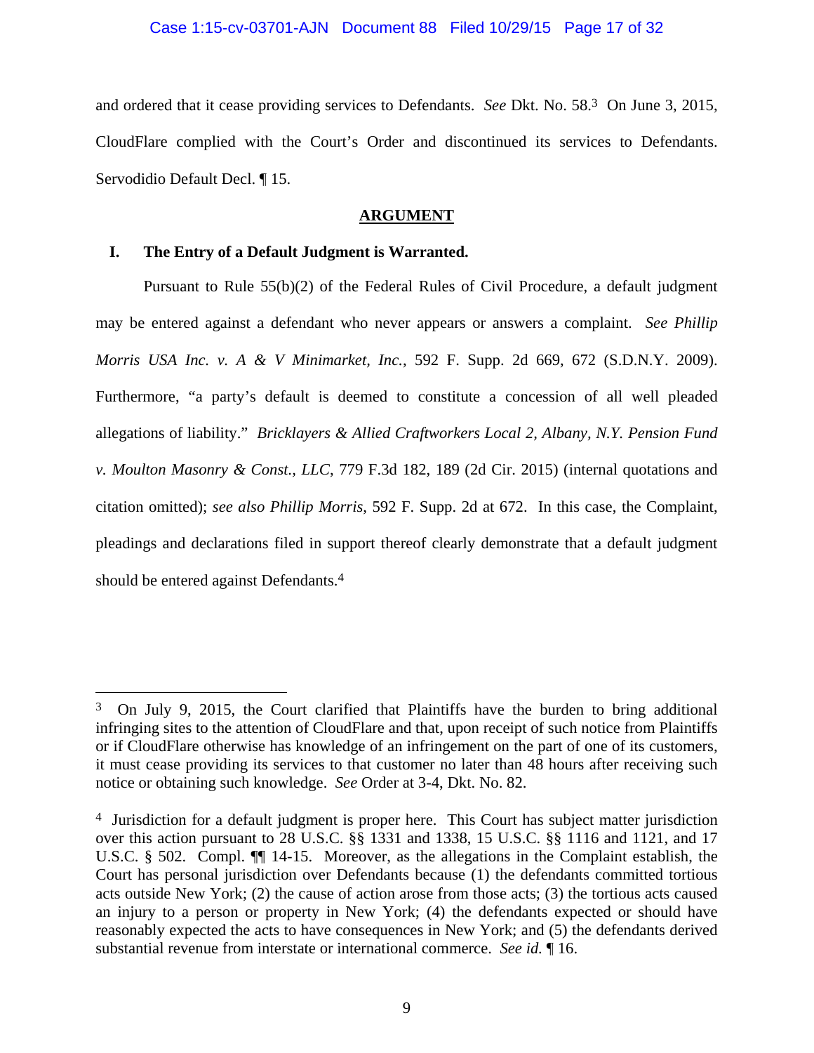and ordered that it cease providing services to Defendants. *See* Dkt. No. 58.[3] On June 3, 2015, CloudFlare complied with the Court's Order and discontinued its services to Defendants. Servodidio Default Decl. ¶ 15.

## ARGUMENT

### I. The Entry of a Default Judgment is Warranted.

Pursuant to Rule 55(b)(2) of the Federal Rules of Civil Procedure, a default judgment may be entered against a defendant who never appears or answers a complaint. *See Phillip Morris USA Inc. v. A & V Minimarket, Inc.*, 592 F. Supp. 2d 669, 672 (S.D.N.Y. 2009). Furthermore, "a party's default is deemed to constitute a concession of all well pleaded allegations of liability." *Bricklayers & Allied Craftworkers Local 2, Albany, N.Y. Pension Fund v. Moulton Masonry & Const., LLC*, 779 F.3d 182, 189 (2d Cir. 2015) (internal quotations and citation omitted); *see also Phillip Morris*, 592 F. Supp. 2d at 672. In this case, the Complaint, pleadings and declarations filed in support thereof clearly demonstrate that a default judgment should be entered against Defendants.[4]

---

[3] On July 9, 2015, the Court clarified that Plaintiffs have the burden to bring additional infringing sites to the attention of CloudFlare and that, upon receipt of such notice from Plaintiffs or if CloudFlare otherwise has knowledge of an infringement on the part of one of its customers, it must cease providing its services to that customer no later than 48 hours after receiving such notice or obtaining such knowledge. *See* Order at 3-4, Dkt. No. 82.

[4] Jurisdiction for a default judgment is proper here. This Court has subject matter jurisdiction over this action pursuant to 28 U.S.C. §§ 1331 and 1338, 15 U.S.C. §§ 1116 and 1121, and 17 U.S.C. § 502. Compl. ¶¶ 14-15. Moreover, as the allegations in the Complaint establish, the Court has personal jurisdiction over Defendants because (1) the defendants committed tortious acts outside New York; (2) the cause of action arose from those acts; (3) the tortious acts caused an injury to a person or property in New York; (4) the defendants expected or should have reasonably expected the acts to have consequences in New York; and (5) the defendants derived substantial revenue from interstate or international commerce. *See id.* ¶ 16.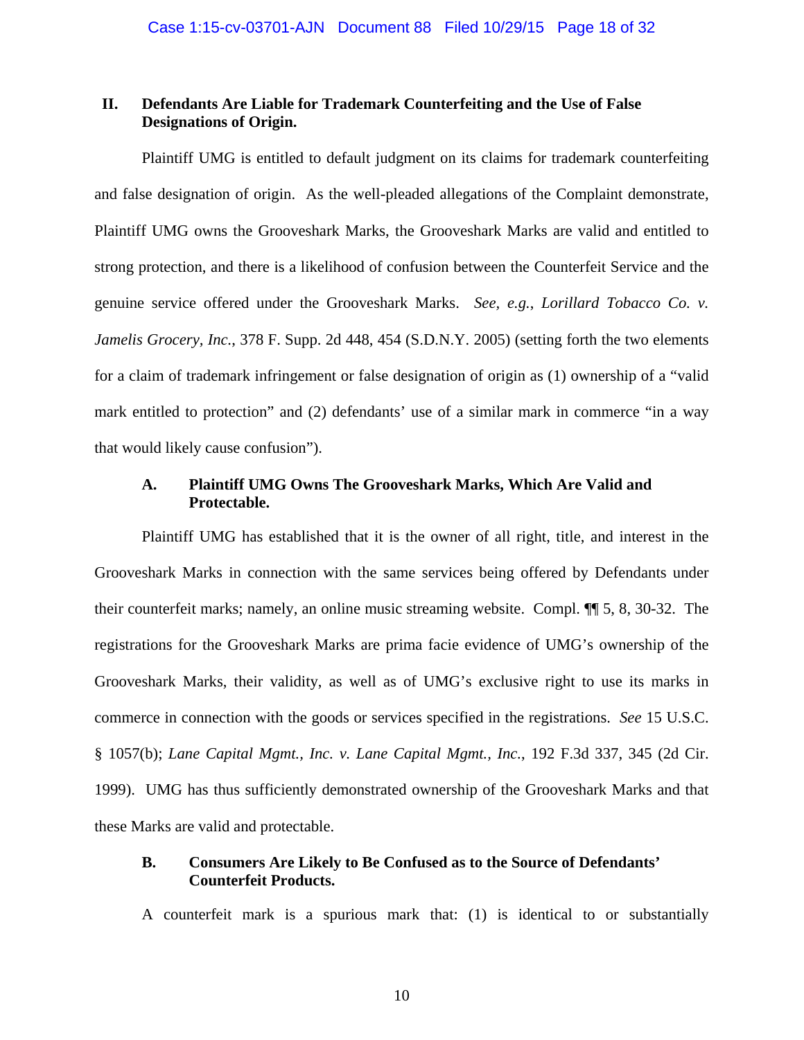## II. Defendants Are Liable for Trademark Counterfeiting and the Use of False Designations of Origin.

Plaintiff UMG is entitled to default judgment on its claims for trademark counterfeiting and false designation of origin. As the well-pleaded allegations of the Complaint demonstrate, Plaintiff UMG owns the Grooveshark Marks, the Grooveshark Marks are valid and entitled to strong protection, and there is a likelihood of confusion between the Counterfeit Service and the genuine service offered under the Grooveshark Marks. *See, e.g.*, *Lorillard Tobacco Co. v. Jamelis Grocery, Inc.*, 378 F. Supp. 2d 448, 454 (S.D.N.Y. 2005) (setting forth the two elements for a claim of trademark infringement or false designation of origin as (1) ownership of a "valid mark entitled to protection" and (2) defendants' use of a similar mark in commerce "in a way that would likely cause confusion").

### A. Plaintiff UMG Owns The Grooveshark Marks, Which Are Valid and Protectable.

Plaintiff UMG has established that it is the owner of all right, title, and interest in the Grooveshark Marks in connection with the same services being offered by Defendants under their counterfeit marks; namely, an online music streaming website. Compl. ¶¶ 5, 8, 30-32. The registrations for the Grooveshark Marks are prima facie evidence of UMG's ownership of the Grooveshark Marks, their validity, as well as of UMG's exclusive right to use its marks in commerce in connection with the goods or services specified in the registrations. *See* 15 U.S.C. § 1057(b); *Lane Capital Mgmt., Inc. v. Lane Capital Mgmt., Inc.*, 192 F.3d 337, 345 (2d Cir. 1999). UMG has thus sufficiently demonstrated ownership of the Grooveshark Marks and that these Marks are valid and protectable.

### B. Consumers Are Likely to Be Confused as to the Source of Defendants' Counterfeit Products.

A counterfeit mark is a spurious mark that: (1) is identical to or substantially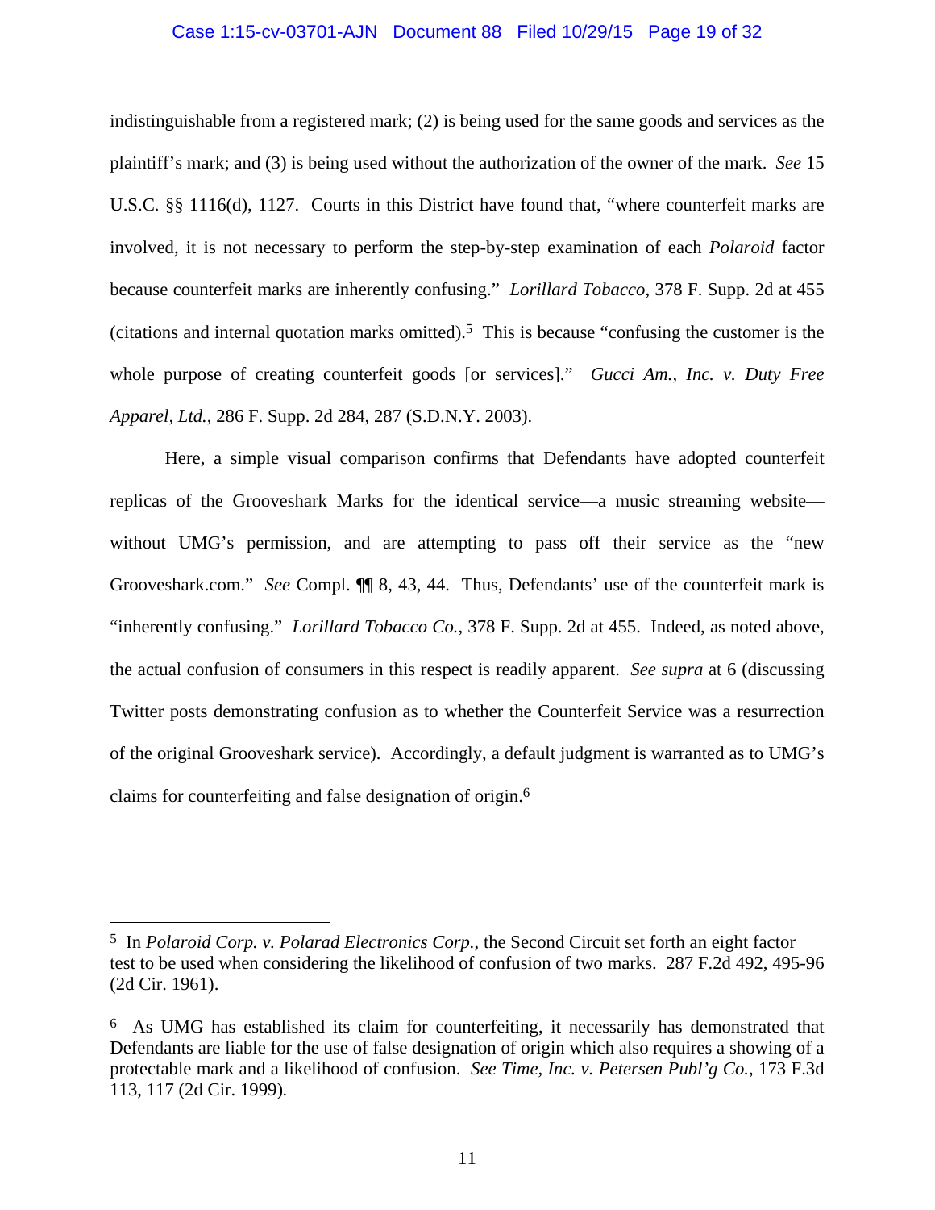indistinguishable from a registered mark; (2) is being used for the same goods and services as the plaintiff's mark; and (3) is being used without the authorization of the owner of the mark. *See* 15 U.S.C. §§ 1116(d), 1127. Courts in this District have found that, "where counterfeit marks are involved, it is not necessary to perform the step-by-step examination of each *Polaroid* factor because counterfeit marks are inherently confusing." *Lorillard Tobacco*, 378 F. Supp. 2d at 455 (citations and internal quotation marks omitted).[5] This is because "confusing the customer is the whole purpose of creating counterfeit goods [or services]." *Gucci Am., Inc. v. Duty Free Apparel, Ltd.*, 286 F. Supp. 2d 284, 287 (S.D.N.Y. 2003).

Here, a simple visual comparison confirms that Defendants have adopted counterfeit replicas of the Grooveshark Marks for the identical service—a music streaming website—without UMG's permission, and are attempting to pass off their service as the "new Grooveshark.com." *See* Compl. ¶¶ 8, 43, 44. Thus, Defendants' use of the counterfeit mark is "inherently confusing." *Lorillard Tobacco Co.*, 378 F. Supp. 2d at 455. Indeed, as noted above, the actual confusion of consumers in this respect is readily apparent. *See supra* at 6 (discussing Twitter posts demonstrating confusion as to whether the Counterfeit Service was a resurrection of the original Grooveshark service). Accordingly, a default judgment is warranted as to UMG's claims for counterfeiting and false designation of origin.[6]

---

[5] In *Polaroid Corp. v. Polarad Electronics Corp.*, the Second Circuit set forth an eight factor test to be used when considering the likelihood of confusion of two marks. 287 F.2d 492, 495-96 (2d Cir. 1961).

[6] As UMG has established its claim for counterfeiting, it necessarily has demonstrated that Defendants are liable for the use of false designation of origin which also requires a showing of a protectable mark and a likelihood of confusion. *See Time, Inc. v. Petersen Publ'g Co.*, 173 F.3d 113, 117 (2d Cir. 1999).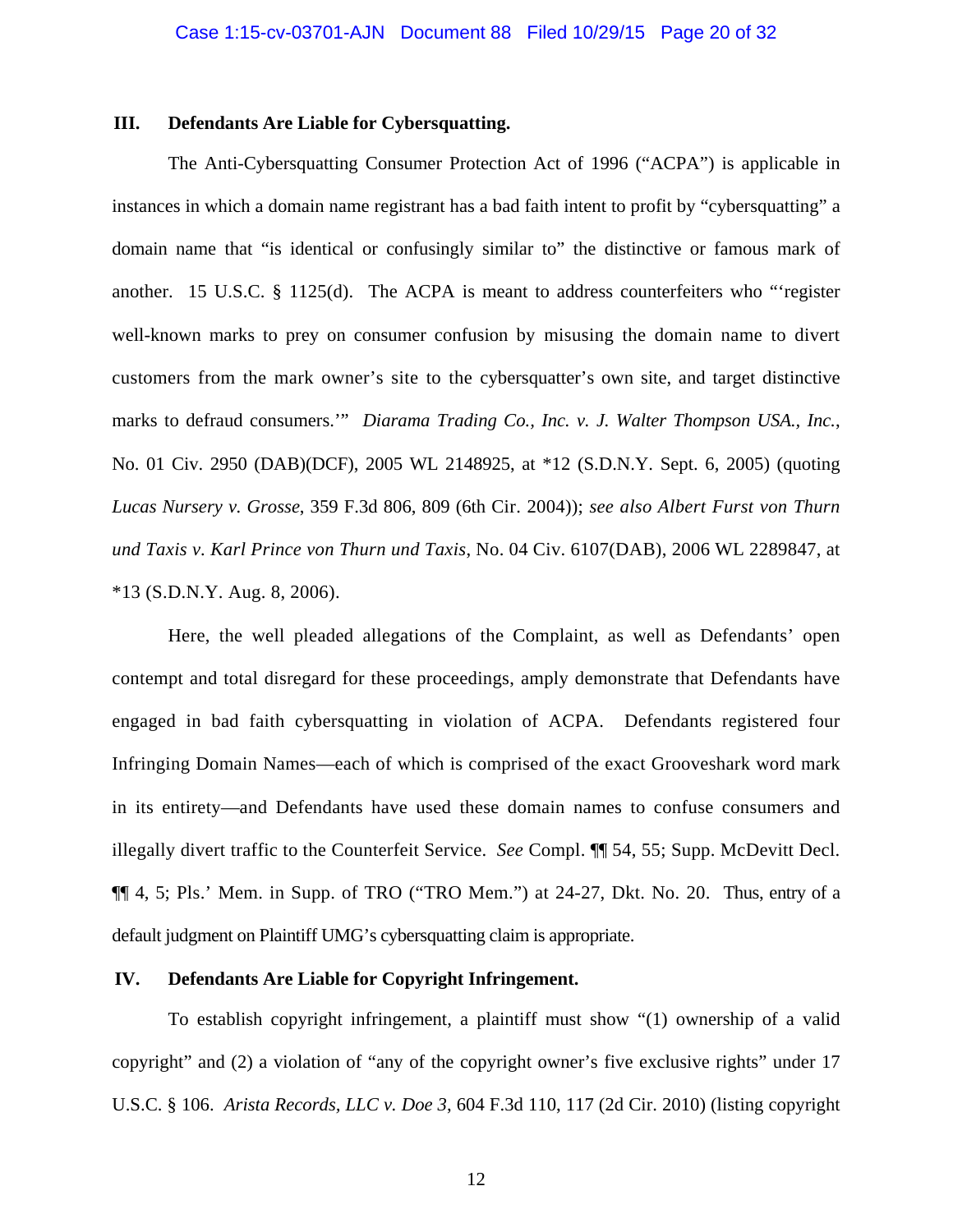## III. Defendants Are Liable for Cybersquatting.

The Anti-Cybersquatting Consumer Protection Act of 1996 ("ACPA") is applicable in instances in which a domain name registrant has a bad faith intent to profit by "cybersquatting" a domain name that "is identical or confusingly similar to" the distinctive or famous mark of another. 15 U.S.C. § 1125(d). The ACPA is meant to address counterfeiters who "'register well-known marks to prey on consumer confusion by misusing the domain name to divert customers from the mark owner's site to the cybersquatter's own site, and target distinctive marks to defraud consumers.'" *Diarama Trading Co., Inc. v. J. Walter Thompson USA., Inc.*, No. 01 Civ. 2950 (DAB)(DCF), 2005 WL 2148925, at *12 (S.D.N.Y. Sept. 6, 2005) (quoting *Lucas Nursery v. Grosse*, 359 F.3d 806, 809 (6th Cir. 2004)); *see also Albert Furst von Thurn und Taxis v. Karl Prince von Thurn und Taxis*, No. 04 Civ. 6107(DAB), 2006 WL 2289847, at *13 (S.D.N.Y. Aug. 8, 2006).

Here, the well pleaded allegations of the Complaint, as well as Defendants' open contempt and total disregard for these proceedings, amply demonstrate that Defendants have engaged in bad faith cybersquatting in violation of ACPA. Defendants registered four Infringing Domain Names—each of which is comprised of the exact Grooveshark word mark in its entirety—and Defendants have used these domain names to confuse consumers and illegally divert traffic to the Counterfeit Service. *See* Compl. ¶¶ 54, 55; Supp. McDevitt Decl. ¶¶ 4, 5; Pls.' Mem. in Supp. of TRO ("TRO Mem.") at 24-27, Dkt. No. 20. Thus, entry of a default judgment on Plaintiff UMG's cybersquatting claim is appropriate.

## IV. Defendants Are Liable for Copyright Infringement.

To establish copyright infringement, a plaintiff must show "(1) ownership of a valid copyright" and (2) a violation of "any of the copyright owner's five exclusive rights" under 17 U.S.C. § 106. *Arista Records, LLC v. Doe 3*, 604 F.3d 110, 117 (2d Cir. 2010) (listing copyright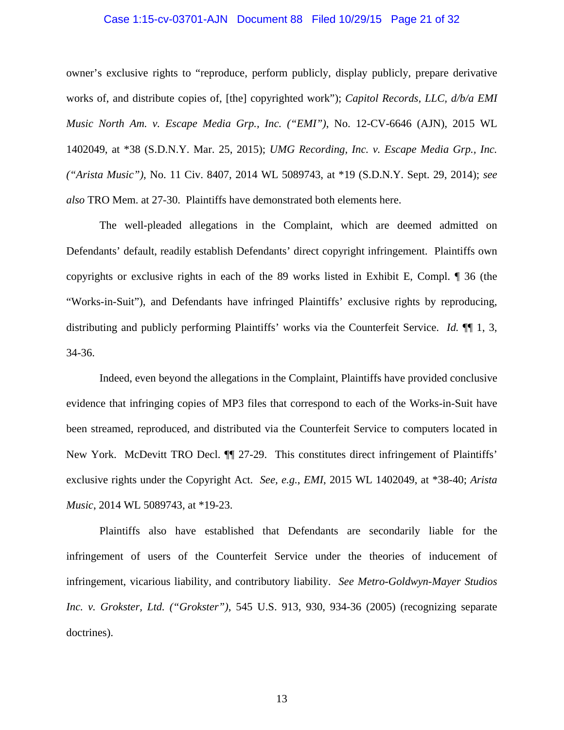owner's exclusive rights to "reproduce, perform publicly, display publicly, prepare derivative works of, and distribute copies of, [the] copyrighted work"); *Capitol Records, LLC, d/b/a EMI Music North Am. v. Escape Media Grp., Inc. ("EMI")*, No. 12-CV-6646 (AJN), 2015 WL 1402049, at *38 (S.D.N.Y. Mar. 25, 2015); *UMG Recording, Inc. v. Escape Media Grp., Inc. ("Arista Music")*, No. 11 Civ. 8407, 2014 WL 5089743, at *19 (S.D.N.Y. Sept. 29, 2014); *see also* TRO Mem. at 27-30. Plaintiffs have demonstrated both elements here.

The well-pleaded allegations in the Complaint, which are deemed admitted on Defendants' default, readily establish Defendants' direct copyright infringement. Plaintiffs own copyrights or exclusive rights in each of the 89 works listed in Exhibit E, Compl. ¶ 36 (the "Works-in-Suit"), and Defendants have infringed Plaintiffs' exclusive rights by reproducing, distributing and publicly performing Plaintiffs' works via the Counterfeit Service. *Id.* ¶¶ 1, 3, 34-36.

Indeed, even beyond the allegations in the Complaint, Plaintiffs have provided conclusive evidence that infringing copies of MP3 files that correspond to each of the Works-in-Suit have been streamed, reproduced, and distributed via the Counterfeit Service to computers located in New York. McDevitt TRO Decl. ¶¶ 27-29. This constitutes direct infringement of Plaintiffs' exclusive rights under the Copyright Act. *See, e.g.*, *EMI*, 2015 WL 1402049, at *38-40; *Arista Music*, 2014 WL 5089743, at *19-23.

Plaintiffs also have established that Defendants are secondarily liable for the infringement of users of the Counterfeit Service under the theories of inducement of infringement, vicarious liability, and contributory liability. *See Metro-Goldwyn-Mayer Studios Inc. v. Grokster, Ltd. ("Grokster")*, 545 U.S. 913, 930, 934-36 (2005) (recognizing separate doctrines).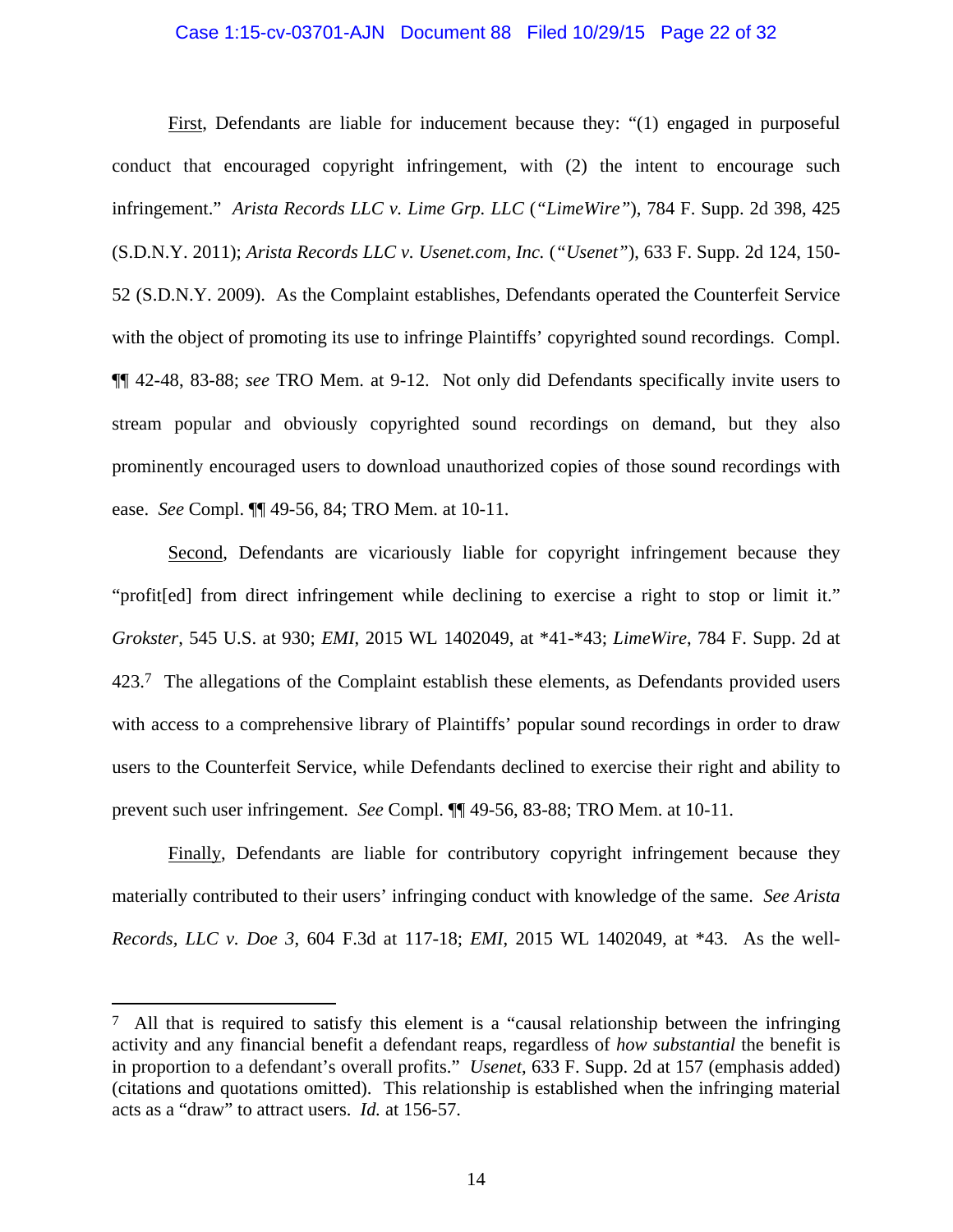First, Defendants are liable for inducement because they: "(1) engaged in purposeful conduct that encouraged copyright infringement, with (2) the intent to encourage such infringement." *Arista Records LLC v. Lime Grp. LLC* (*"LimeWire"*), 784 F. Supp. 2d 398, 425 (S.D.N.Y. 2011); *Arista Records LLC v. Usenet.com, Inc.* (*"Usenet"*), 633 F. Supp. 2d 124, 150-52 (S.D.N.Y. 2009). As the Complaint establishes, Defendants operated the Counterfeit Service with the object of promoting its use to infringe Plaintiffs' copyrighted sound recordings. Compl. ¶¶ 42-48, 83-88; *see* TRO Mem. at 9-12. Not only did Defendants specifically invite users to stream popular and obviously copyrighted sound recordings on demand, but they also prominently encouraged users to download unauthorized copies of those sound recordings with ease. *See* Compl. ¶¶ 49-56, 84; TRO Mem. at 10-11.

Second, Defendants are vicariously liable for copyright infringement because they "profit[ed] from direct infringement while declining to exercise a right to stop or limit it." *Grokster*, 545 U.S. at 930; *EMI*, 2015 WL 1402049, at \*41-\*43; *LimeWire*, 784 F. Supp. 2d at 423.[7] The allegations of the Complaint establish these elements, as Defendants provided users with access to a comprehensive library of Plaintiffs' popular sound recordings in order to draw users to the Counterfeit Service, while Defendants declined to exercise their right and ability to prevent such user infringement. *See* Compl. ¶¶ 49-56, 83-88; TRO Mem. at 10-11.

Finally, Defendants are liable for contributory copyright infringement because they materially contributed to their users' infringing conduct with knowledge of the same. *See Arista Records, LLC v. Doe 3*, 604 F.3d at 117-18; *EMI*, 2015 WL 1402049, at \*43. As the well-

---

[7] All that is required to satisfy this element is a "causal relationship between the infringing activity and any financial benefit a defendant reaps, regardless of *how substantial* the benefit is in proportion to a defendant's overall profits." *Usenet*, 633 F. Supp. 2d at 157 (emphasis added) (citations and quotations omitted). This relationship is established when the infringing material acts as a "draw" to attract users. *Id.* at 156-57.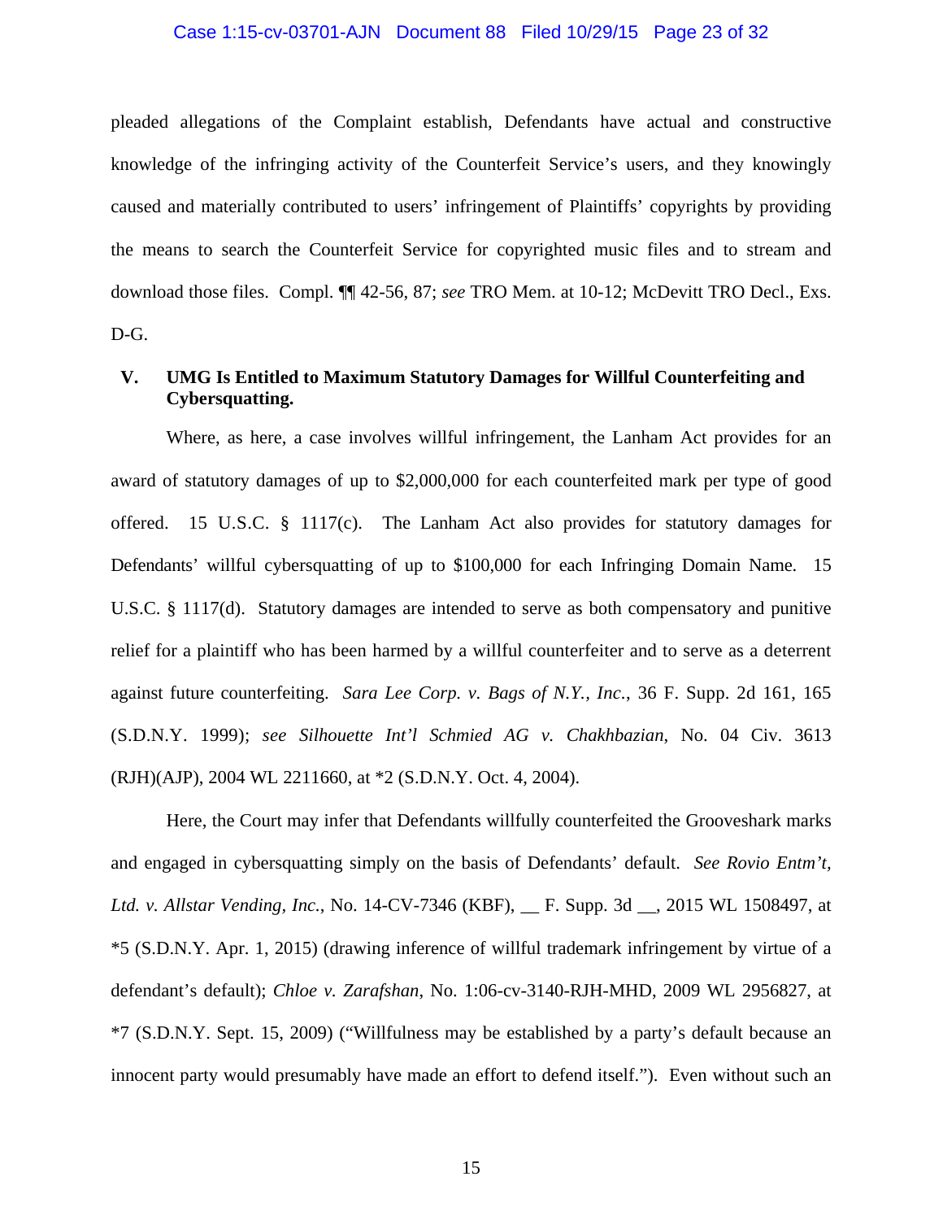pleaded allegations of the Complaint establish, Defendants have actual and constructive knowledge of the infringing activity of the Counterfeit Service's users, and they knowingly caused and materially contributed to users' infringement of Plaintiffs' copyrights by providing the means to search the Counterfeit Service for copyrighted music files and to stream and download those files. Compl. ¶¶ 42-56, 87; *see* TRO Mem. at 10-12; McDevitt TRO Decl., Exs. D-G.

### V. UMG Is Entitled to Maximum Statutory Damages for Willful Counterfeiting and Cybersquatting.

Where, as here, a case involves willful infringement, the Lanham Act provides for an award of statutory damages of up to $2,000,000 for each counterfeited mark per type of good offered. 15 U.S.C. § 1117(c). The Lanham Act also provides for statutory damages for Defendants' willful cybersquatting of up to $100,000 for each Infringing Domain Name. 15 U.S.C. § 1117(d). Statutory damages are intended to serve as both compensatory and punitive relief for a plaintiff who has been harmed by a willful counterfeiter and to serve as a deterrent against future counterfeiting. *Sara Lee Corp. v. Bags of N.Y., Inc.*, 36 F. Supp. 2d 161, 165 (S.D.N.Y. 1999); *see Silhouette Int'l Schmied AG v. Chakhbazian*, No. 04 Civ. 3613 (RJH)(AJP), 2004 WL 2211660, at *2 (S.D.N.Y. Oct. 4, 2004).

Here, the Court may infer that Defendants willfully counterfeited the Grooveshark marks and engaged in cybersquatting simply on the basis of Defendants' default. *See Rovio Entm't, Ltd. v. Allstar Vending, Inc.*, No. 14-CV-7346 (KBF), __ F. Supp. 3d __, 2015 WL 1508497, at *5 (S.D.N.Y. Apr. 1, 2015) (drawing inference of willful trademark infringement by virtue of a defendant's default); *Chloe v. Zarafshan*, No. 1:06-cv-3140-RJH-MHD, 2009 WL 2956827, at *7 (S.D.N.Y. Sept. 15, 2009) ("Willfulness may be established by a party's default because an innocent party would presumably have made an effort to defend itself."). Even without such an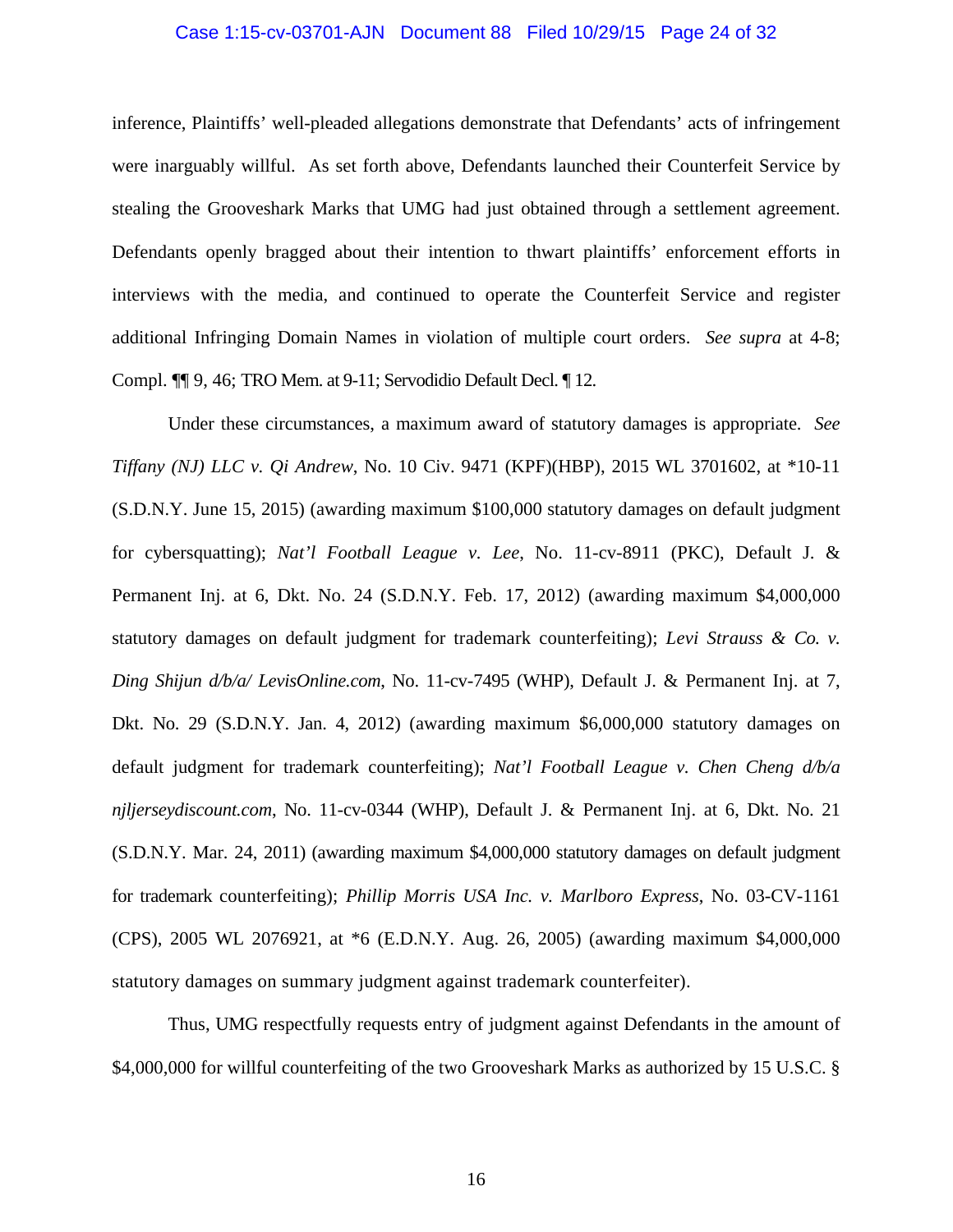inference, Plaintiffs' well-pleaded allegations demonstrate that Defendants' acts of infringement were inarguably willful. As set forth above, Defendants launched their Counterfeit Service by stealing the Grooveshark Marks that UMG had just obtained through a settlement agreement. Defendants openly bragged about their intention to thwart plaintiffs' enforcement efforts in interviews with the media, and continued to operate the Counterfeit Service and register additional Infringing Domain Names in violation of multiple court orders. *See supra* at 4-8; Compl. ¶¶ 9, 46; TRO Mem. at 9-11; Servodidio Default Decl. ¶ 12.

Under these circumstances, a maximum award of statutory damages is appropriate. *See Tiffany (NJ) LLC v. Qi Andrew*, No. 10 Civ. 9471 (KPF)(HBP), 2015 WL 3701602, at *10-11 (S.D.N.Y. June 15, 2015) (awarding maximum $100,000 statutory damages on default judgment for cybersquatting); *Nat'l Football League v. Lee*, No. 11-cv-8911 (PKC), Default J. & Permanent Inj. at 6, Dkt. No. 24 (S.D.N.Y. Feb. 17, 2012) (awarding maximum $4,000,000 statutory damages on default judgment for trademark counterfeiting); *Levi Strauss & Co. v. Ding Shijun d/b/a/ LevisOnline.com*, No. 11-cv-7495 (WHP), Default J. & Permanent Inj. at 7, Dkt. No. 29 (S.D.N.Y. Jan. 4, 2012) (awarding maximum $6,000,000 statutory damages on default judgment for trademark counterfeiting); *Nat'l Football League v. Chen Cheng d/b/a njljerseydiscount.com*, No. 11-cv-0344 (WHP), Default J. & Permanent Inj. at 6, Dkt. No. 21 (S.D.N.Y. Mar. 24, 2011) (awarding maximum $4,000,000 statutory damages on default judgment for trademark counterfeiting); *Phillip Morris USA Inc. v. Marlboro Express*, No. 03-CV-1161 (CPS), 2005 WL 2076921, at *6 (E.D.N.Y. Aug. 26, 2005) (awarding maximum $4,000,000 statutory damages on summary judgment against trademark counterfeiter).

Thus, UMG respectfully requests entry of judgment against Defendants in the amount of $4,000,000 for willful counterfeiting of the two Grooveshark Marks as authorized by 15 U.S.C. §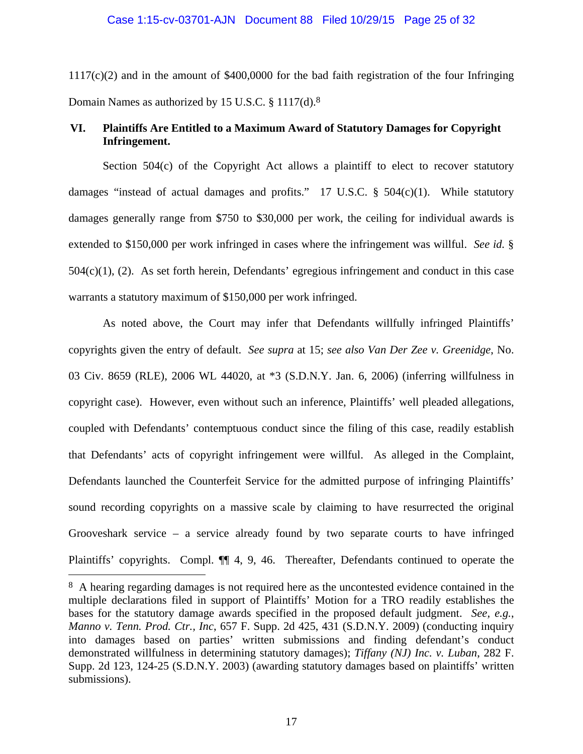1117(c)(2) and in the amount of $400,0000 for the bad faith registration of the four Infringing Domain Names as authorized by 15 U.S.C. § 1117(d).[8]

## VI. Plaintiffs Are Entitled to a Maximum Award of Statutory Damages for Copyright Infringement.

Section 504(c) of the Copyright Act allows a plaintiff to elect to recover statutory damages "instead of actual damages and profits." 17 U.S.C. § 504(c)(1). While statutory damages generally range from $750 to $30,000 per work, the ceiling for individual awards is extended to $150,000 per work infringed in cases where the infringement was willful. *See id.* § 504(c)(1), (2). As set forth herein, Defendants' egregious infringement and conduct in this case warrants a statutory maximum of $150,000 per work infringed.

As noted above, the Court may infer that Defendants willfully infringed Plaintiffs' copyrights given the entry of default. *See supra* at 15; *see also Van Der Zee v. Greenidge*, No. 03 Civ. 8659 (RLE), 2006 WL 44020, at *3 (S.D.N.Y. Jan. 6, 2006) (inferring willfulness in copyright case). However, even without such an inference, Plaintiffs' well pleaded allegations, coupled with Defendants' contemptuous conduct since the filing of this case, readily establish that Defendants' acts of copyright infringement were willful. As alleged in the Complaint, Defendants launched the Counterfeit Service for the admitted purpose of infringing Plaintiffs' sound recording copyrights on a massive scale by claiming to have resurrected the original Grooveshark service – a service already found by two separate courts to have infringed Plaintiffs' copyrights. Compl. ¶¶ 4, 9, 46. Thereafter, Defendants continued to operate the

---

[8] A hearing regarding damages is not required here as the uncontested evidence contained in the multiple declarations filed in support of Plaintiffs' Motion for a TRO readily establishes the bases for the statutory damage awards specified in the proposed default judgment. *See, e.g.*, *Manno v. Tenn. Prod. Ctr., Inc*, 657 F. Supp. 2d 425, 431 (S.D.N.Y. 2009) (conducting inquiry into damages based on parties' written submissions and finding defendant's conduct demonstrated willfulness in determining statutory damages); *Tiffany (NJ) Inc. v. Luban*, 282 F. Supp. 2d 123, 124-25 (S.D.N.Y. 2003) (awarding statutory damages based on plaintiffs' written submissions).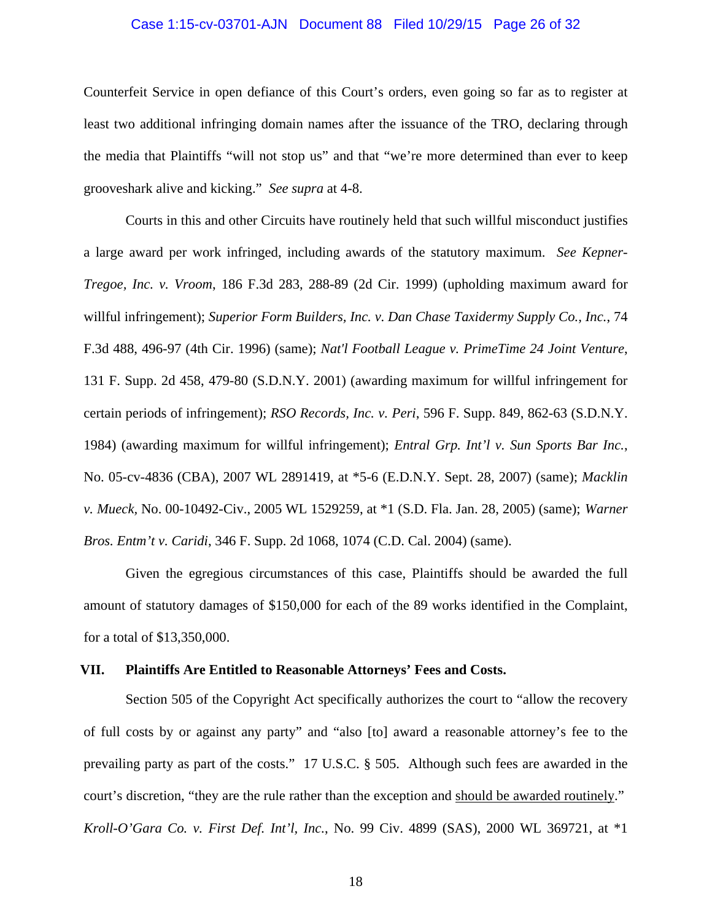Counterfeit Service in open defiance of this Court's orders, even going so far as to register at least two additional infringing domain names after the issuance of the TRO, declaring through the media that Plaintiffs "will not stop us" and that "we're more determined than ever to keep grooveshark alive and kicking." *See supra* at 4-8.

Courts in this and other Circuits have routinely held that such willful misconduct justifies a large award per work infringed, including awards of the statutory maximum. *See Kepner-Tregoe, Inc. v. Vroom*, 186 F.3d 283, 288-89 (2d Cir. 1999) (upholding maximum award for willful infringement); *Superior Form Builders, Inc. v. Dan Chase Taxidermy Supply Co., Inc.*, 74 F.3d 488, 496-97 (4th Cir. 1996) (same); *Nat'l Football League v. PrimeTime 24 Joint Venture*, 131 F. Supp. 2d 458, 479-80 (S.D.N.Y. 2001) (awarding maximum for willful infringement for certain periods of infringement); *RSO Records, Inc. v. Peri*, 596 F. Supp. 849, 862-63 (S.D.N.Y. 1984) (awarding maximum for willful infringement); *Entral Grp. Int'l v. Sun Sports Bar Inc.*, No. 05-cv-4836 (CBA), 2007 WL 2891419, at *5-6 (E.D.N.Y. Sept. 28, 2007) (same); *Macklin v. Mueck*, No. 00-10492-Civ., 2005 WL 1529259, at *1 (S.D. Fla. Jan. 28, 2005) (same); *Warner Bros. Entm't v. Caridi*, 346 F. Supp. 2d 1068, 1074 (C.D. Cal. 2004) (same).

Given the egregious circumstances of this case, Plaintiffs should be awarded the full amount of statutory damages of $150,000 for each of the 89 works identified in the Complaint, for a total of $13,350,000.

## VII. Plaintiffs Are Entitled to Reasonable Attorneys' Fees and Costs.

Section 505 of the Copyright Act specifically authorizes the court to "allow the recovery of full costs by or against any party" and "also [to] award a reasonable attorney's fee to the prevailing party as part of the costs." 17 U.S.C. § 505. Although such fees are awarded in the court's discretion, "they are the rule rather than the exception and <u>should be awarded routinely</u>." *Kroll-O'Gara Co. v. First Def. Int'l, Inc.*, No. 99 Civ. 4899 (SAS), 2000 WL 369721, at *1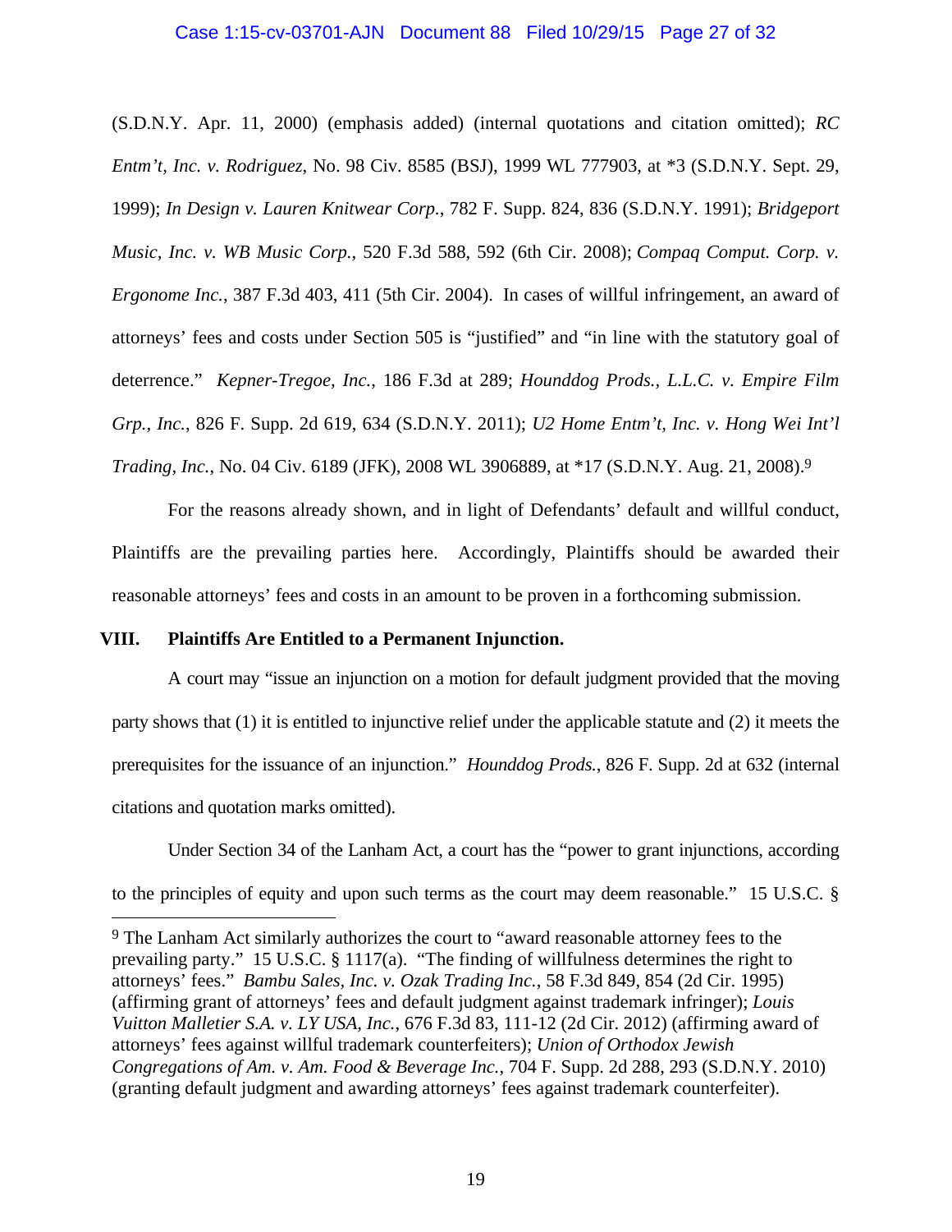(S.D.N.Y. Apr. 11, 2000) (emphasis added) (internal quotations and citation omitted); *RC Entm't, Inc. v. Rodriguez*, No. 98 Civ. 8585 (BSJ), 1999 WL 777903, at *3 (S.D.N.Y. Sept. 29, 1999); *In Design v. Lauren Knitwear Corp.*, 782 F. Supp. 824, 836 (S.D.N.Y. 1991); *Bridgeport Music, Inc. v. WB Music Corp.*, 520 F.3d 588, 592 (6th Cir. 2008); *Compaq Comput. Corp. v. Ergonome Inc.*, 387 F.3d 403, 411 (5th Cir. 2004). In cases of willful infringement, an award of attorneys' fees and costs under Section 505 is "justified" and "in line with the statutory goal of deterrence." *Kepner-Tregoe, Inc.*, 186 F.3d at 289; *Hounddog Prods., L.L.C. v. Empire Film Grp., Inc.*, 826 F. Supp. 2d 619, 634 (S.D.N.Y. 2011); *U2 Home Entm't, Inc. v. Hong Wei Int'l Trading, Inc.*, No. 04 Civ. 6189 (JFK), 2008 WL 3906889, at *17 (S.D.N.Y. Aug. 21, 2008).[9]

For the reasons already shown, and in light of Defendants' default and willful conduct, Plaintiffs are the prevailing parties here. Accordingly, Plaintiffs should be awarded their reasonable attorneys' fees and costs in an amount to be proven in a forthcoming submission.

## VIII. Plaintiffs Are Entitled to a Permanent Injunction.

A court may "issue an injunction on a motion for default judgment provided that the moving party shows that (1) it is entitled to injunctive relief under the applicable statute and (2) it meets the prerequisites for the issuance of an injunction." *Hounddog Prods.*, 826 F. Supp. 2d at 632 (internal citations and quotation marks omitted).

Under Section 34 of the Lanham Act, a court has the "power to grant injunctions, according to the principles of equity and upon such terms as the court may deem reasonable." 15 U.S.C. §

---

[9] The Lanham Act similarly authorizes the court to "award reasonable attorney fees to the prevailing party." 15 U.S.C. § 1117(a). "The finding of willfulness determines the right to attorneys' fees." *Bambu Sales, Inc. v. Ozak Trading Inc.*, 58 F.3d 849, 854 (2d Cir. 1995) (affirming grant of attorneys' fees and default judgment against trademark infringer); *Louis Vuitton Malletier S.A. v. LY USA, Inc.*, 676 F.3d 83, 111-12 (2d Cir. 2012) (affirming award of attorneys' fees against willful trademark counterfeiters); *Union of Orthodox Jewish Congregations of Am. v. Am. Food & Beverage Inc.*, 704 F. Supp. 2d 288, 293 (S.D.N.Y. 2010) (granting default judgment and awarding attorneys' fees against trademark counterfeiter).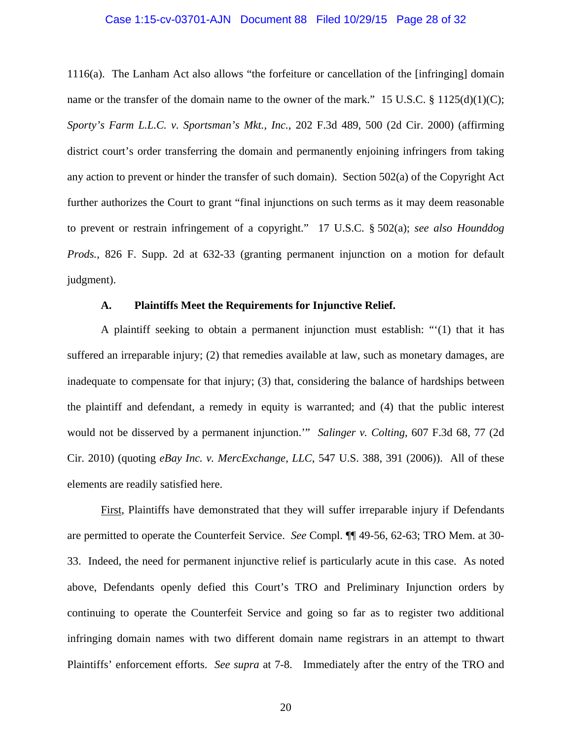1116(a). The Lanham Act also allows "the forfeiture or cancellation of the [infringing] domain name or the transfer of the domain name to the owner of the mark." 15 U.S.C. § 1125(d)(1)(C); *Sporty's Farm L.L.C. v. Sportsman's Mkt., Inc.*, 202 F.3d 489, 500 (2d Cir. 2000) (affirming district court's order transferring the domain and permanently enjoining infringers from taking any action to prevent or hinder the transfer of such domain). Section 502(a) of the Copyright Act further authorizes the Court to grant "final injunctions on such terms as it may deem reasonable to prevent or restrain infringement of a copyright." 17 U.S.C. § 502(a); *see also Hounddog Prods.*, 826 F. Supp. 2d at 632-33 (granting permanent injunction on a motion for default judgment).

### A. Plaintiffs Meet the Requirements for Injunctive Relief.

A plaintiff seeking to obtain a permanent injunction must establish: "'(1) that it has suffered an irreparable injury; (2) that remedies available at law, such as monetary damages, are inadequate to compensate for that injury; (3) that, considering the balance of hardships between the plaintiff and defendant, a remedy in equity is warranted; and (4) that the public interest would not be disserved by a permanent injunction.'" *Salinger v. Colting*, 607 F.3d 68, 77 (2d Cir. 2010) (quoting *eBay Inc. v. MercExchange, LLC*, 547 U.S. 388, 391 (2006)). All of these elements are readily satisfied here.

First, Plaintiffs have demonstrated that they will suffer irreparable injury if Defendants are permitted to operate the Counterfeit Service. *See* Compl. ¶¶ 49-56, 62-63; TRO Mem. at 30-33. Indeed, the need for permanent injunctive relief is particularly acute in this case. As noted above, Defendants openly defied this Court's TRO and Preliminary Injunction orders by continuing to operate the Counterfeit Service and going so far as to register two additional infringing domain names with two different domain name registrars in an attempt to thwart Plaintiffs' enforcement efforts. *See supra* at 7-8. Immediately after the entry of the TRO and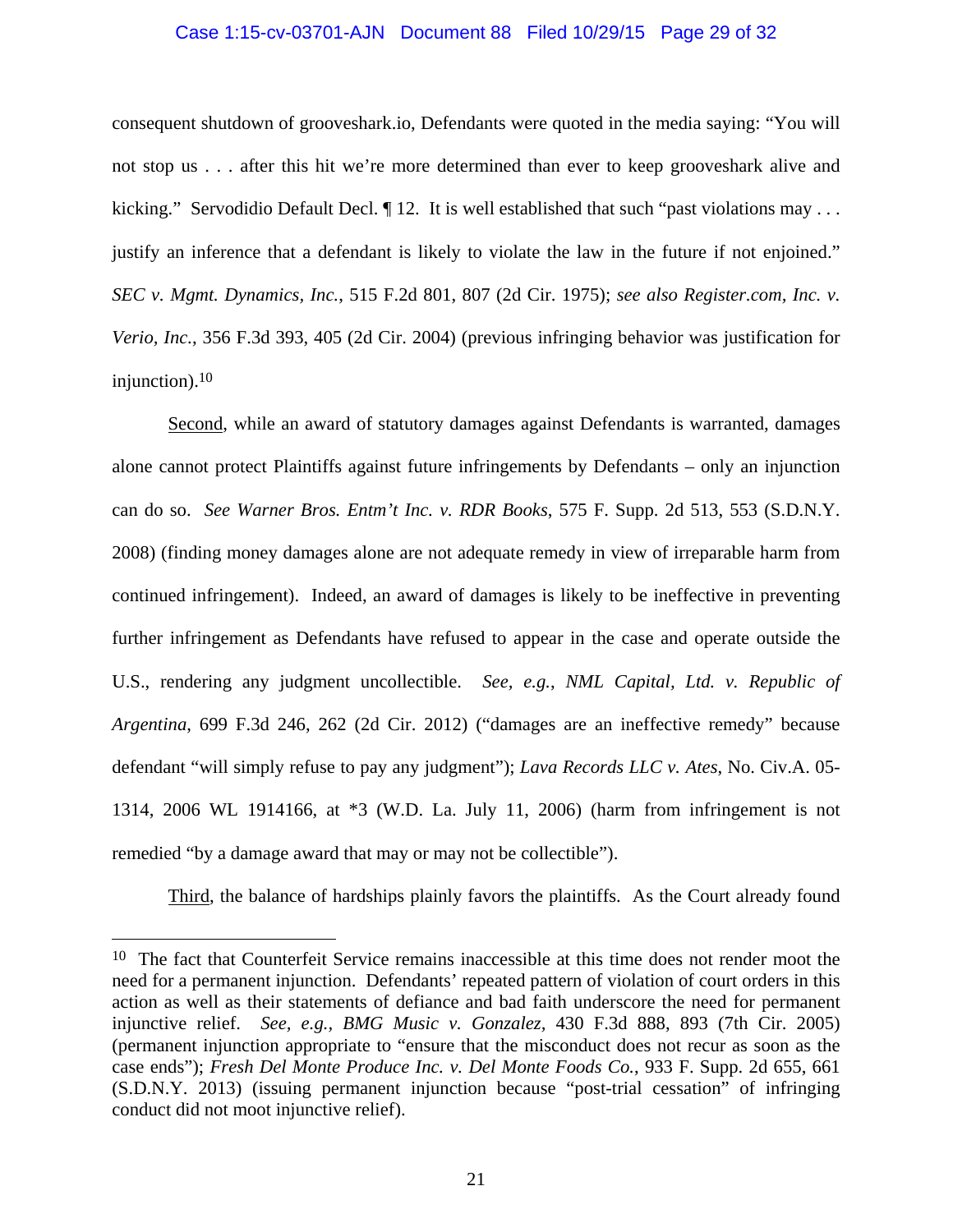consequent shutdown of grooveshark.io, Defendants were quoted in the media saying: "You will not stop us . . . after this hit we're more determined than ever to keep grooveshark alive and kicking." Servodidio Default Decl. ¶ 12. It is well established that such "past violations may . . . justify an inference that a defendant is likely to violate the law in the future if not enjoined." *SEC v. Mgmt. Dynamics, Inc.*, 515 F.2d 801, 807 (2d Cir. 1975); *see also Register.com, Inc. v. Verio, Inc.*, 356 F.3d 393, 405 (2d Cir. 2004) (previous infringing behavior was justification for injunction).[10]

Second, while an award of statutory damages against Defendants is warranted, damages alone cannot protect Plaintiffs against future infringements by Defendants – only an injunction can do so. *See Warner Bros. Entm't Inc. v. RDR Books*, 575 F. Supp. 2d 513, 553 (S.D.N.Y. 2008) (finding money damages alone are not adequate remedy in view of irreparable harm from continued infringement). Indeed, an award of damages is likely to be ineffective in preventing further infringement as Defendants have refused to appear in the case and operate outside the U.S., rendering any judgment uncollectible. *See, e.g., NML Capital, Ltd. v. Republic of Argentina*, 699 F.3d 246, 262 (2d Cir. 2012) ("damages are an ineffective remedy" because defendant "will simply refuse to pay any judgment"); *Lava Records LLC v. Ates*, No. Civ.A. 05-1314, 2006 WL 1914166, at *3 (W.D. La. July 11, 2006) (harm from infringement is not remedied "by a damage award that may or may not be collectible").

Third, the balance of hardships plainly favors the plaintiffs. As the Court already found

---

[10] The fact that Counterfeit Service remains inaccessible at this time does not render moot the need for a permanent injunction. Defendants' repeated pattern of violation of court orders in this action as well as their statements of defiance and bad faith underscore the need for permanent injunctive relief. *See, e.g., BMG Music v. Gonzalez*, 430 F.3d 888, 893 (7th Cir. 2005) (permanent injunction appropriate to "ensure that the misconduct does not recur as soon as the case ends"); *Fresh Del Monte Produce Inc. v. Del Monte Foods Co.*, 933 F. Supp. 2d 655, 661 (S.D.N.Y. 2013) (issuing permanent injunction because "post-trial cessation" of infringing conduct did not moot injunctive relief).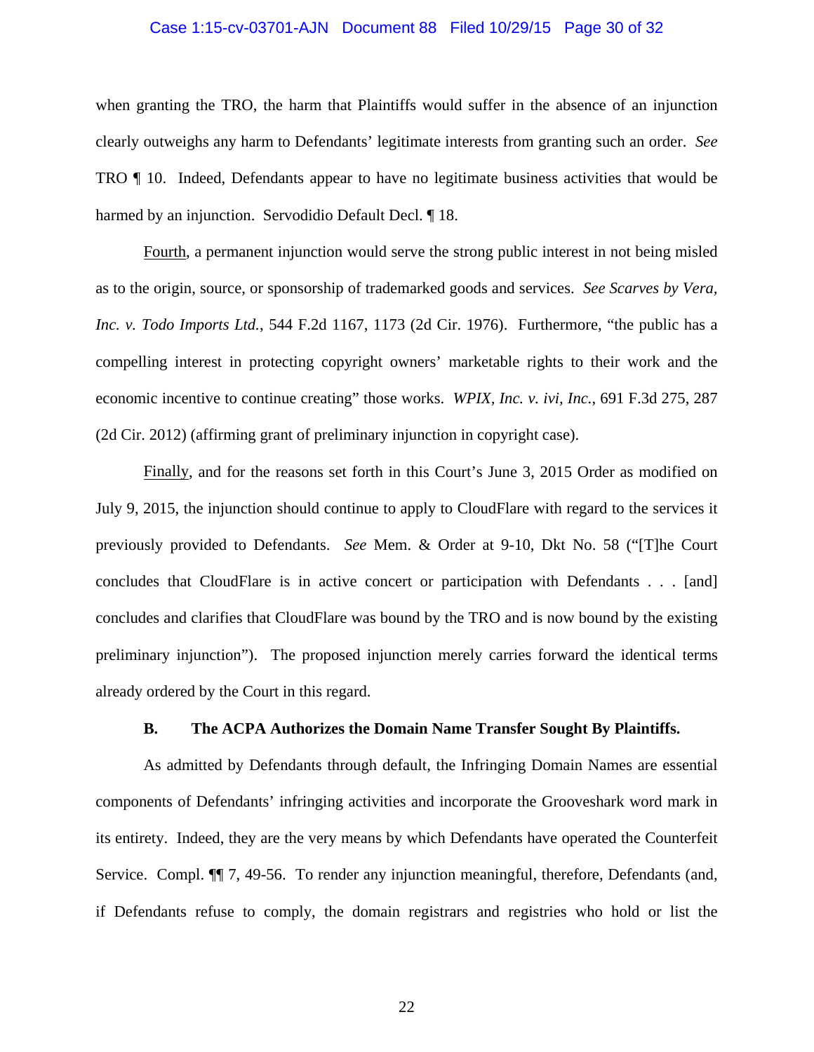when granting the TRO, the harm that Plaintiffs would suffer in the absence of an injunction clearly outweighs any harm to Defendants' legitimate interests from granting such an order. *See* TRO ¶ 10. Indeed, Defendants appear to have no legitimate business activities that would be harmed by an injunction. Servodidio Default Decl. ¶ 18.

Fourth, a permanent injunction would serve the strong public interest in not being misled as to the origin, source, or sponsorship of trademarked goods and services. *See Scarves by Vera, Inc. v. Todo Imports Ltd.*, 544 F.2d 1167, 1173 (2d Cir. 1976). Furthermore, "the public has a compelling interest in protecting copyright owners' marketable rights to their work and the economic incentive to continue creating" those works. *WPIX, Inc. v. ivi, Inc.*, 691 F.3d 275, 287 (2d Cir. 2012) (affirming grant of preliminary injunction in copyright case).

Finally, and for the reasons set forth in this Court's June 3, 2015 Order as modified on July 9, 2015, the injunction should continue to apply to CloudFlare with regard to the services it previously provided to Defendants. *See* Mem. & Order at 9-10, Dkt No. 58 ("[T]he Court concludes that CloudFlare is in active concert or participation with Defendants . . . [and] concludes and clarifies that CloudFlare was bound by the TRO and is now bound by the existing preliminary injunction"). The proposed injunction merely carries forward the identical terms already ordered by the Court in this regard.

### B. The ACPA Authorizes the Domain Name Transfer Sought By Plaintiffs.

As admitted by Defendants through default, the Infringing Domain Names are essential components of Defendants' infringing activities and incorporate the Grooveshark word mark in its entirety. Indeed, they are the very means by which Defendants have operated the Counterfeit Service. Compl. ¶¶ 7, 49-56. To render any injunction meaningful, therefore, Defendants (and, if Defendants refuse to comply, the domain registrars and registries who hold or list the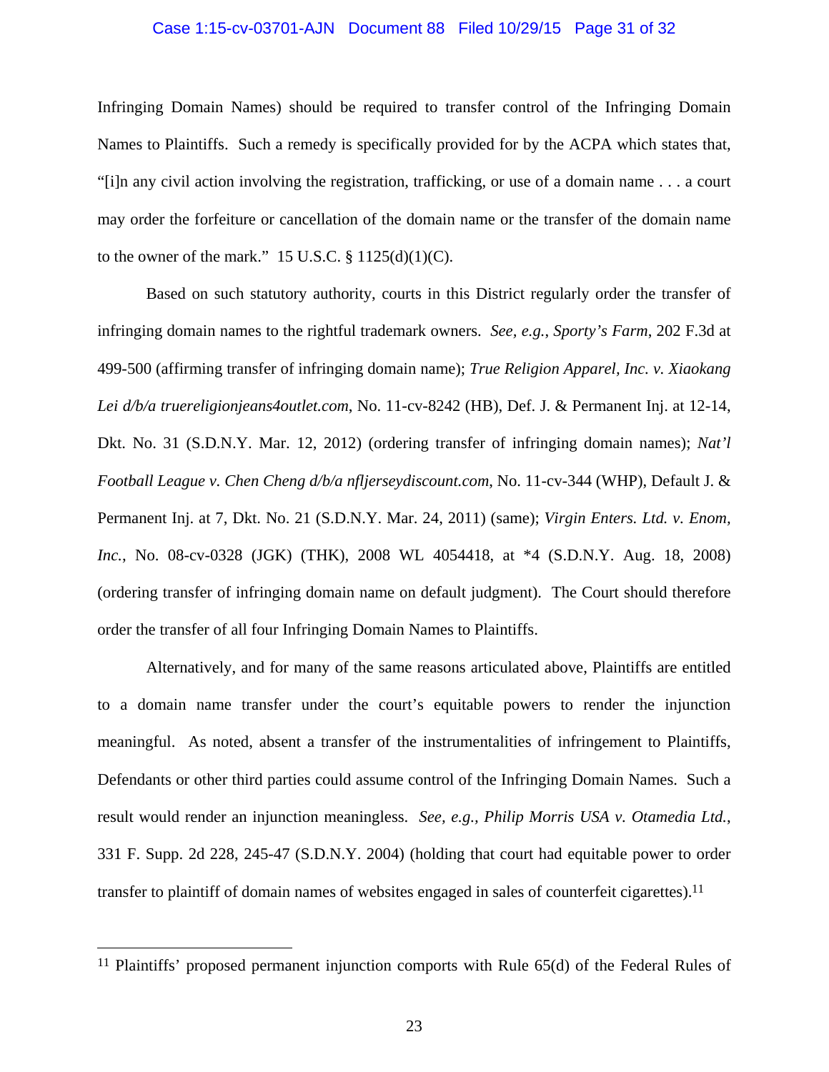Infringing Domain Names) should be required to transfer control of the Infringing Domain Names to Plaintiffs. Such a remedy is specifically provided for by the ACPA which states that, "[i]n any civil action involving the registration, trafficking, or use of a domain name . . . a court may order the forfeiture or cancellation of the domain name or the transfer of the domain name to the owner of the mark." 15 U.S.C. § 1125(d)(1)(C).

Based on such statutory authority, courts in this District regularly order the transfer of infringing domain names to the rightful trademark owners. *See, e.g.*, *Sporty's Farm*, 202 F.3d at 499-500 (affirming transfer of infringing domain name); *True Religion Apparel, Inc. v. Xiaokang Lei d/b/a truereligionjeans4outlet.com*, No. 11-cv-8242 (HB), Def. J. & Permanent Inj. at 12-14, Dkt. No. 31 (S.D.N.Y. Mar. 12, 2012) (ordering transfer of infringing domain names); *Nat'l Football League v. Chen Cheng d/b/a nfljerseydiscount.com*, No. 11-cv-344 (WHP), Default J. & Permanent Inj. at 7, Dkt. No. 21 (S.D.N.Y. Mar. 24, 2011) (same); *Virgin Enters. Ltd. v. Enom, Inc.*, No. 08-cv-0328 (JGK) (THK), 2008 WL 4054418, at *4 (S.D.N.Y. Aug. 18, 2008) (ordering transfer of infringing domain name on default judgment). The Court should therefore order the transfer of all four Infringing Domain Names to Plaintiffs.

Alternatively, and for many of the same reasons articulated above, Plaintiffs are entitled to a domain name transfer under the court's equitable powers to render the injunction meaningful. As noted, absent a transfer of the instrumentalities of infringement to Plaintiffs, Defendants or other third parties could assume control of the Infringing Domain Names. Such a result would render an injunction meaningless. *See, e.g., Philip Morris USA v. Otamedia Ltd.*, 331 F. Supp. 2d 228, 245-47 (S.D.N.Y. 2004) (holding that court had equitable power to order transfer to plaintiff of domain names of websites engaged in sales of counterfeit cigarettes).[11]

---

[11] Plaintiffs' proposed permanent injunction comports with Rule 65(d) of the Federal Rules of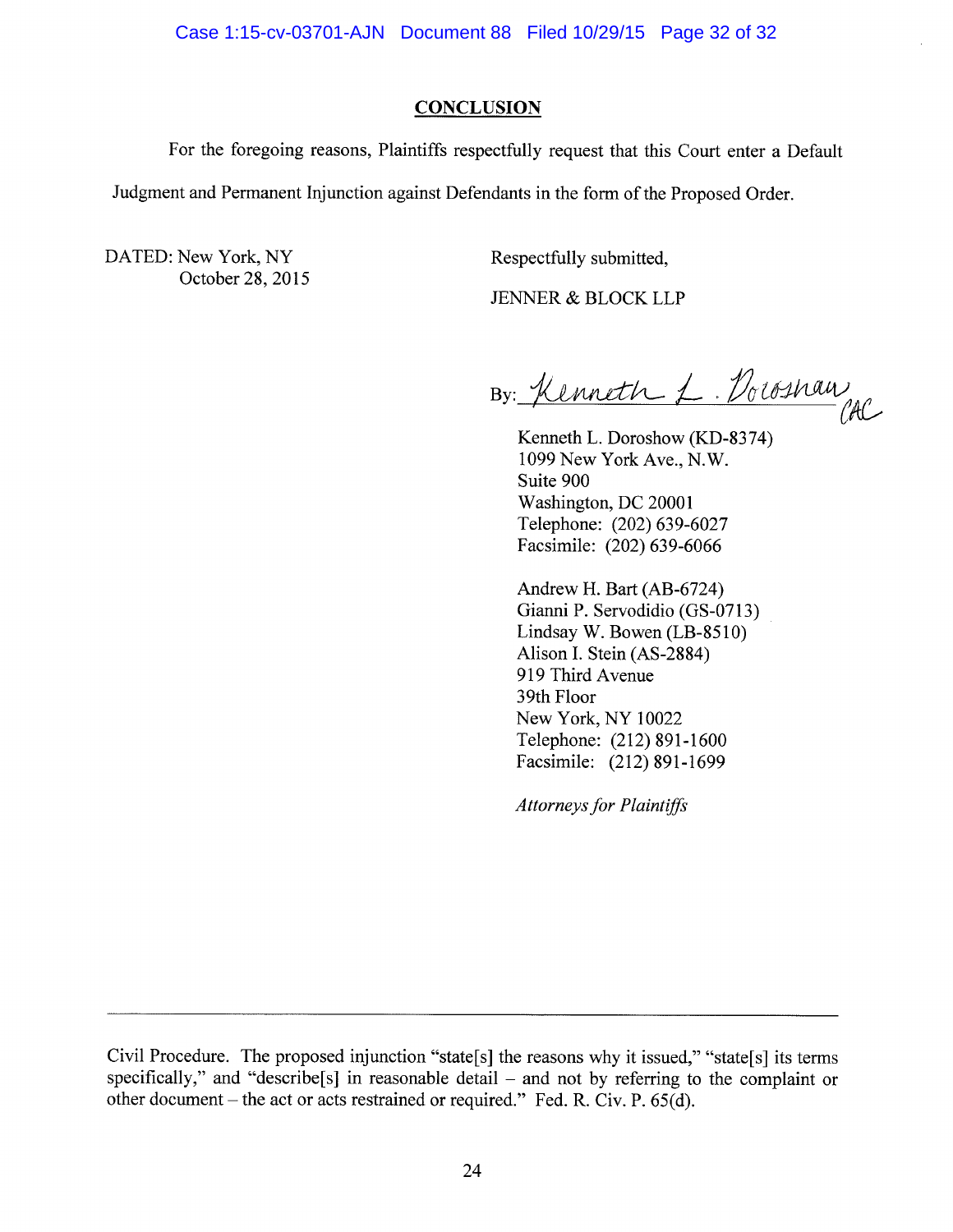## CONCLUSION

For the foregoing reasons, Plaintiffs respectfully request that this Court enter a Default Judgment and Permanent Injunction against Defendants in the form of the Proposed Order.

DATED: New York, NY
October 28, 2015

Respectfully submitted,

JENNER & BLOCK LLP

By: Kenneth L. Doroshow /CAC

Kenneth L. Doroshow (KD-8374)
1099 New York Ave., N.W.
Suite 900
Washington, DC 20001
Telephone: (202) 639-6027
Facsimile: (202) 639-6066

Andrew H. Bart (AB-6724)
Gianni P. Servodidio (GS-0713)
Lindsay W. Bowen (LB-8510)
Alison I. Stein (AS-2884)
919 Third Avenue
39th Floor
New York, NY 10022
Telephone: (212) 891-1600
Facsimile: (212) 891-1699

*Attorneys for Plaintiffs*

---

Civil Procedure. The proposed injunction "state[s] the reasons why it issued," "state[s] its terms specifically," and "describe[s] in reasonable detail – and not by referring to the complaint or other document – the act or acts restrained or required." Fed. R. Civ. P. 65(d).